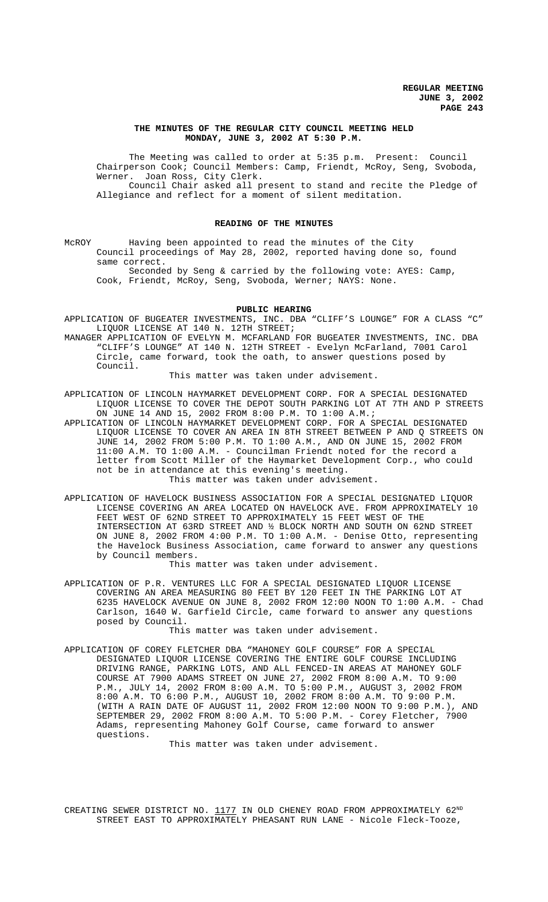# THE MINUTES OF THE REGULAR CITY COUNCIL MEETING HELD MONDAY, JUNE 3, 2002 AT 5:30 P.M.

The Meeting was called to order at 5:35 p.m. Present: Council Chairperson Cook; Council Members: Camp, Friendt, McRoy, Seng, Svoboda, Werner. Joan Ross, City Clerk.

Council Chair asked all present to stand and recite the Pledge of Allegiance and reflect for a moment of silent meditation.

## READING OF THE MINUTES

McROY Having been appointed to read the minutes of the City Council proceedings of May 28, 2002, reported having done so, found same correct.

Seconded by Seng & carried by the following vote: AYES: Camp, Cook, Friendt, McRoy, Seng, Svoboda, Werner; NAYS: None.

## PUBLIC HEARING

APPLICATION OF BUGEATER INVESTMENTS, INC. DBA "CLIFF'S LOUNGE" FOR A CLASS "C" LIQUOR LICENSE AT 140 N. 12TH STREET;

MANAGER APPLICATION OF EVELYN M. MCFARLAND FOR BUGEATER INVESTMENTS, INC. DBA "CLIFF'S LOUNGE" AT 140 N. 12TH STREET - Evelyn McFarland, 7001 Carol Circle, came forward, took the oath, to answer questions posed by Council.

This matter was taken under advisement.

APPLICATION OF LINCOLN HAYMARKET DEVELOPMENT CORP. FOR A SPECIAL DESIGNATED LIQUOR LICENSE TO COVER THE DEPOT SOUTH PARKING LOT AT 7TH AND P STREETS ON JUNE 14 AND 15, 2002 FROM 8:00 P.M. TO 1:00 A.M.;

APPLICATION OF LINCOLN HAYMARKET DEVELOPMENT CORP. FOR A SPECIAL DESIGNATED LIQUOR LICENSE TO COVER AN AREA IN 8TH STREET BETWEEN P AND Q STREETS ON JUNE 14, 2002 FROM 5:00 P.M. TO 1:00 A.M., AND ON JUNE 15, 2002 FROM 11:00 A.M. TO 1:00 A.M. - Councilman Friendt noted for the record a letter from Scott Miller of the Haymarket Development Corp., who could not be in attendance at this evening's meeting.

This matter was taken under advisement.

APPLICATION OF HAVELOCK BUSINESS ASSOCIATION FOR A SPECIAL DESIGNATED LIQUOR LICENSE COVERING AN AREA LOCATED ON HAVELOCK AVE. FROM APPROXIMATELY 10 FEET WEST OF 62ND STREET TO APPROXIMATELY 15 FEET WEST OF THE INTERSECTION AT 63RD STREET AND ½ BLOCK NORTH AND SOUTH ON 62ND STREET ON JUNE 8, 2002 FROM 4:00 P.M. TO 1:00 A.M. - Denise Otto, representing the Havelock Business Association, came forward to answer any questions by Council members.

This matter was taken under advisement.

APPLICATION OF P.R. VENTURES LLC FOR A SPECIAL DESIGNATED LIQUOR LICENSE COVERING AN AREA MEASURING 80 FEET BY 120 FEET IN THE PARKING LOT AT 6235 HAVELOCK AVENUE ON JUNE 8, 2002 FROM 12:00 NOON TO 1:00 A.M. - Chad Carlson, 1640 W. Garfield Circle, came forward to answer any questions posed by Council.

This matter was taken under advisement.

APPLICATION OF COREY FLETCHER DBA "MAHONEY GOLF COURSE" FOR A SPECIAL DESIGNATED LIQUOR LICENSE COVERING THE ENTIRE GOLF COURSE INCLUDING DRIVING RANGE, PARKING LOTS, AND ALL FENCED-IN AREAS AT MAHONEY GOLF COURSE AT 7900 ADAMS STREET ON JUNE 27, 2002 FROM 8:00 A.M. TO 9:00 P.M., JULY 14, 2002 FROM 8:00 A.M. TO 5:00 P.M., AUGUST 3, 2002 FROM 8:00 A.M. TO 6:00 P.M., AUGUST 10, 2002 FROM 8:00 A.M. TO 9:00 P.M. (WITH A RAIN DATE OF AUGUST 11, 2002 FROM 12:00 NOON TO 9:00 P.M.), AND SEPTEMBER 29, 2002 FROM 8:00 A.M. TO 5:00 P.M. - Corey Fletcher, 7900 Adams, representing Mahoney Golf Course, came forward to answer questions.

This matter was taken under advisement.

CREATING SEWER DISTRICT NO. 1177 IN OLD CHENEY ROAD FROM APPROXIMATELY 62ND STREET EAST TO APPROXIMATELY PHEASANT RUN LANE - Nicole Fleck-Tooze,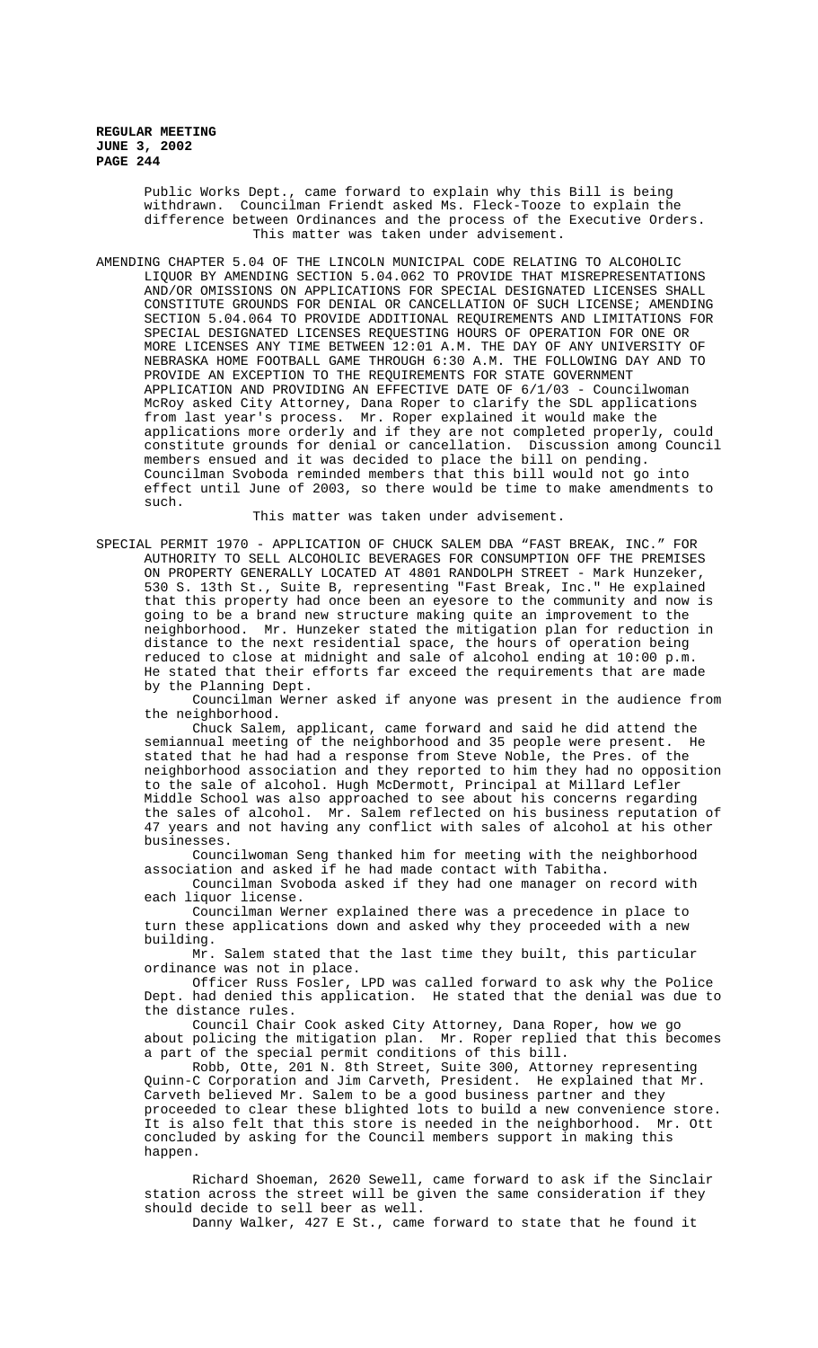Public Works Dept., came forward to explain why this Bill is being withdrawn. Councilman Friendt asked Ms. Fleck-Tooze to explain the difference between Ordinances and the process of the Executive Orders. This matter was taken under advisement.

AMENDING CHAPTER 5.04 OF THE LINCOLN MUNICIPAL CODE RELATING TO ALCOHOLIC LIQUOR BY AMENDING SECTION 5.04.062 TO PROVIDE THAT MISREPRESENTATIONS AND/OR OMISSIONS ON APPLICATIONS FOR SPECIAL DESIGNATED LICENSES SHALL CONSTITUTE GROUNDS FOR DENIAL OR CANCELLATION OF SUCH LICENSE; AMENDING SECTION 5.04.064 TO PROVIDE ADDITIONAL REQUIREMENTS AND LIMITATIONS FOR SPECIAL DESIGNATED LICENSES REQUESTING HOURS OF OPERATION FOR ONE OR MORE LICENSES ANY TIME BETWEEN 12:01 A.M. THE DAY OF ANY UNIVERSITY OF NEBRASKA HOME FOOTBALL GAME THROUGH 6:30 A.M. THE FOLLOWING DAY AND TO PROVIDE AN EXCEPTION TO THE REQUIREMENTS FOR STATE GOVERNMENT APPLICATION AND PROVIDING AN EFFECTIVE DATE OF 6/1/03 - Councilwoman McRoy asked City Attorney, Dana Roper to clarify the SDL applications from last year's process. Mr. Roper explained it would make the applications more orderly and if they are not completed properly, could constitute grounds for denial or cancellation. Discussion among Council members ensued and it was decided to place the bill on pending. Councilman Svoboda reminded members that this bill would not go into effect until June of 2003, so there would be time to make amendments to such.

This matter was taken under advisement.

SPECIAL PERMIT 1970 - APPLICATION OF CHUCK SALEM DBA "FAST BREAK, INC." FOR AUTHORITY TO SELL ALCOHOLIC BEVERAGES FOR CONSUMPTION OFF THE PREMISES ON PROPERTY GENERALLY LOCATED AT 4801 RANDOLPH STREET - Mark Hunzeker, 530 S. 13th St., Suite B, representing "Fast Break, Inc." He explained that this property had once been an eyesore to the community and now is going to be a brand new structure making quite an improvement to the neighborhood. Mr. Hunzeker stated the mitigation plan for reduction in distance to the next residential space, the hours of operation being reduced to close at midnight and sale of alcohol ending at 10:00 p.m. He stated that their efforts far exceed the requirements that are made by the Planning Dept.

Councilman Werner asked if anyone was present in the audience from the neighborhood.

Chuck Salem, applicant, came forward and said he did attend the semiannual meeting of the neighborhood and 35 people were present. He stated that he had had a response from Steve Noble, the Pres. of the neighborhood association and they reported to him they had no opposition to the sale of alcohol. Hugh McDermott, Principal at Millard Lefler Middle School was also approached to see about his concerns regarding the sales of alcohol. Mr. Salem reflected on his business reputation of 47 years and not having any conflict with sales of alcohol at his other businesses.

Councilwoman Seng thanked him for meeting with the neighborhood association and asked if he had made contact with Tabitha.

Councilman Svoboda asked if they had one manager on record with each liquor license.

Councilman Werner explained there was a precedence in place to turn these applications down and asked why they proceeded with a new building.

Mr. Salem stated that the last time they built, this particular ordinance was not in place.

Officer Russ Fosler, LPD was called forward to ask why the Police Dept. had denied this application. He stated that the denial was due to the distance rules.

Council Chair Cook asked City Attorney, Dana Roper, how we go about policing the mitigation plan. Mr. Roper replied that this becomes a part of the special permit conditions of this bill.

Robb, Otte, 201 N. 8th Street, Suite 300, Attorney representing Quinn-C Corporation and Jim Carveth, President. He explained that Mr. Carveth believed Mr. Salem to be a good business partner and they proceeded to clear these blighted lots to build a new convenience store. It is also felt that this store is needed in the neighborhood. Mr. Ott concluded by asking for the Council members support in making this happen.

Richard Shoeman, 2620 Sewell, came forward to ask if the Sinclair station across the street will be given the same consideration if they should decide to sell beer as well.

Danny Walker, 427 E St., came forward to state that he found it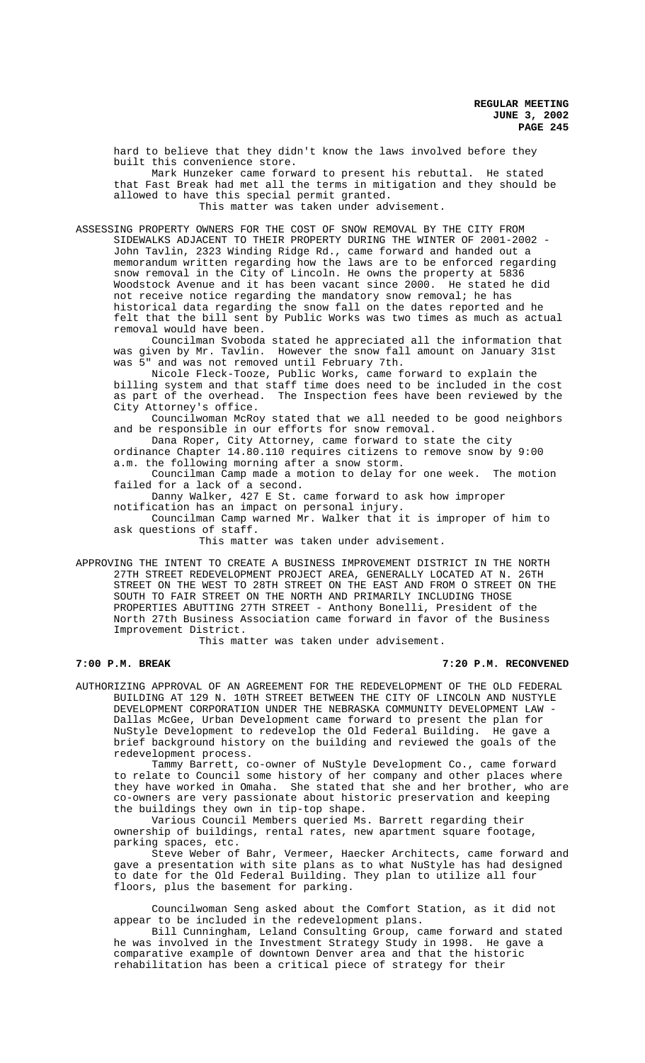hard to believe that they didn't know the laws involved before they built this convenience store.

Mark Hunzeker came forward to present his rebuttal. He stated that Fast Break had met all the terms in mitigation and they should be allowed to have this special permit granted.

This matter was taken under advisement.

ASSESSING PROPERTY OWNERS FOR THE COST OF SNOW REMOVAL BY THE CITY FROM SIDEWALKS ADJACENT TO THEIR PROPERTY DURING THE WINTER OF 2001-2002 - John Tavlin, 2323 Winding Ridge Rd., came forward and handed out a memorandum written regarding how the laws are to be enforced regarding snow removal in the City of Lincoln. He owns the property at 5836 Woodstock Avenue and it has been vacant since 2000. He stated he did not receive notice regarding the mandatory snow removal; he has historical data regarding the snow fall on the dates reported and he felt that the bill sent by Public Works was two times as much as actual removal would have been.

Councilman Svoboda stated he appreciated all the information that was given by Mr. Tavlin. However the snow fall amount on January 31st was 5" and was not removed until February 7th.

Nicole Fleck-Tooze, Public Works, came forward to explain the billing system and that staff time does need to be included in the cost as part of the overhead. The Inspection fees have been reviewed by the City Attorney's office.

Councilwoman McRoy stated that we all needed to be good neighbors and be responsible in our efforts for snow removal.

Dana Roper, City Attorney, came forward to state the city ordinance Chapter 14.80.110 requires citizens to remove snow by 9:00 a.m. the following morning after a snow storm.

Councilman Camp made a motion to delay for one week. The motion failed for a lack of a second.

Danny Walker, 427 E St. came forward to ask how improper notification has an impact on personal injury.

Councilman Camp warned Mr. Walker that it is improper of him to ask questions of staff.

This matter was taken under advisement.

APPROVING THE INTENT TO CREATE A BUSINESS IMPROVEMENT DISTRICT IN THE NORTH 27TH STREET REDEVELOPMENT PROJECT AREA, GENERALLY LOCATED AT N. 26TH STREET ON THE WEST TO 28TH STREET ON THE EAST AND FROM O STREET ON THE SOUTH TO FAIR STREET ON THE NORTH AND PRIMARILY INCLUDING THOSE PROPERTIES ABUTTING 27TH STREET - Anthony Bonelli, President of the North 27th Business Association came forward in favor of the Business Improvement District.

This matter was taken under advisement.

**7:00 P.M. BREAK 7:20 P.M. RECONVENED**

AUTHORIZING APPROVAL OF AN AGREEMENT FOR THE REDEVELOPMENT OF THE OLD FEDERAL BUILDING AT 129 N. 10TH STREET BETWEEN THE CITY OF LINCOLN AND NUSTYLE DEVELOPMENT CORPORATION UNDER THE NEBRASKA COMMUNITY DEVELOPMENT LAW - Dallas McGee, Urban Development came forward to present the plan for NuStyle Development to redevelop the Old Federal Building. He gave a brief background history on the building and reviewed the goals of the redevelopment process.

Tammy Barrett, co-owner of NuStyle Development Co., came forward to relate to Council some history of her company and other places where they have worked in Omaha. She stated that she and her brother, who are co-owners are very passionate about historic preservation and keeping the buildings they own in tip-top shape.

Various Council Members queried Ms. Barrett regarding their ownership of buildings, rental rates, new apartment square footage, parking spaces, etc.

Steve Weber of Bahr, Vermeer, Haecker Architects, came forward and gave a presentation with site plans as to what NuStyle has had designed to date for the Old Federal Building. They plan to utilize all four floors, plus the basement for parking.

Councilwoman Seng asked about the Comfort Station, as it did not appear to be included in the redevelopment plans.

Bill Cunningham, Leland Consulting Group, came forward and stated he was involved in the Investment Strategy Study in 1998. He gave a comparative example of downtown Denver area and that the historic rehabilitation has been a critical piece of strategy for their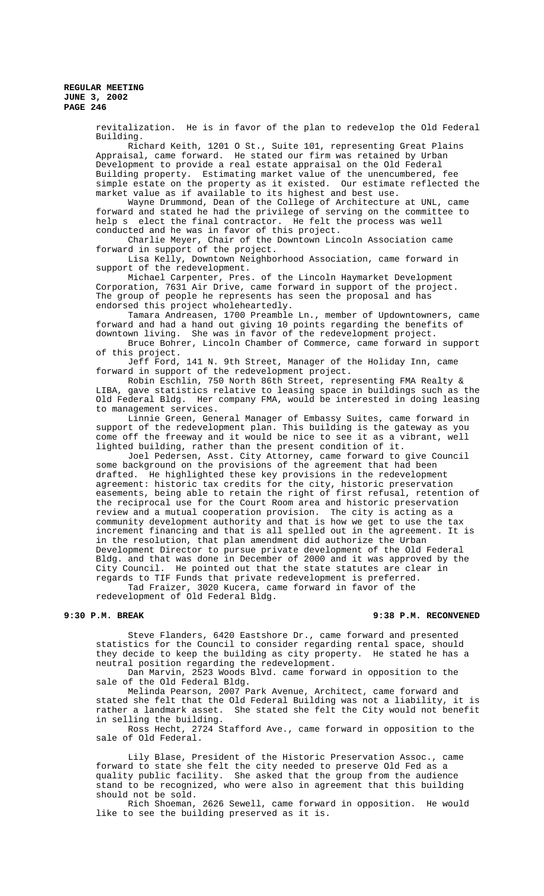revitalization. He is in favor of the plan to redevelop the Old Federal Building.

Richard Keith, 1201 O St., Suite 101, representing Great Plains Appraisal, came forward. He stated our firm was retained by Urban Development to provide a real estate appraisal on the Old Federal Building property. Estimating market value of the unencumbered, fee simple estate on the property as it existed. Our estimate reflected the market value as if available to its highest and best use.

Wayne Drummond, Dean of the College of Architecture at UNL, came forward and stated he had the privilege of serving on the committee to help s elect the final contractor. He felt the process was well conducted and he was in favor of this project.

Charlie Meyer, Chair of the Downtown Lincoln Association came forward in support of the project.

Lisa Kelly, Downtown Neighborhood Association, came forward in support of the redevelopment.

Michael Carpenter, Pres. of the Lincoln Haymarket Development Corporation, 7631 Air Drive, came forward in support of the project. The group of people he represents has seen the proposal and has endorsed this project wholeheartedly.

Tamara Andreasen, 1700 Preamble Ln., member of Updowntowners, came forward and had a hand out giving 10 points regarding the benefits of downtown living. She was in favor of the redevelopment project.

Bruce Bohrer, Lincoln Chamber of Commerce, came forward in support of this project.

Jeff Ford, 141 N. 9th Street, Manager of the Holiday Inn, came forward in support of the redevelopment project.

Robin Eschlin, 750 North 86th Street, representing FMA Realty & LIBA, gave statistics relative to leasing space in buildings such as the Old Federal Bldg. Her company FMA, would be interested in doing leasing to management services.

Linnie Green, General Manager of Embassy Suites, came forward in support of the redevelopment plan. This building is the gateway as you come off the freeway and it would be nice to see it as a vibrant, well lighted building, rather than the present condition of it.

Joel Pedersen, Asst. City Attorney, came forward to give Council some background on the provisions of the agreement that had been drafted. He highlighted these key provisions in the redevelopment agreement: historic tax credits for the city, historic preservation easements, being able to retain the right of first refusal, retention of the reciprocal use for the Court Room area and historic preservation review and a mutual cooperation provision. The city is acting as a community development authority and that is how we get to use the tax increment financing and that is all spelled out in the agreement. It is in the resolution, that plan amendment did authorize the Urban Development Director to pursue private development of the Old Federal Bldg. and that was done in December of 2000 and it was approved by the City Council. He pointed out that the state statutes are clear in regards to TIF Funds that private redevelopment is preferred.

Tad Fraizer, 3020 Kucera, came forward in favor of the redevelopment of Old Federal Bldg.

**9:30 P.M. BREAK** **9:38 P.M. RECONVENED**

Steve Flanders, 6420 Eastshore Dr., came forward and presented statistics for the Council to consider regarding rental space, should they decide to keep the building as city property. He stated he has a neutral position regarding the redevelopment.

Dan Marvin, 2523 Woods Blvd. came forward in opposition to the sale of the Old Federal Bldg.

Melinda Pearson, 2007 Park Avenue, Architect, came forward and stated she felt that the Old Federal Building was not a liability, it is rather a landmark asset. She stated she felt the City would not benefit in selling the building.

Ross Hecht, 2724 Stafford Ave., came forward in opposition to the sale of Old Federal.

Lily Blase, President of the Historic Preservation Assoc., came forward to state she felt the city needed to preserve Old Fed as a quality public facility. She asked that the group from the audience stand to be recognized, who were also in agreement that this building should not be sold.

Rich Shoeman, 2626 Sewell, came forward in opposition. He would like to see the building preserved as it is.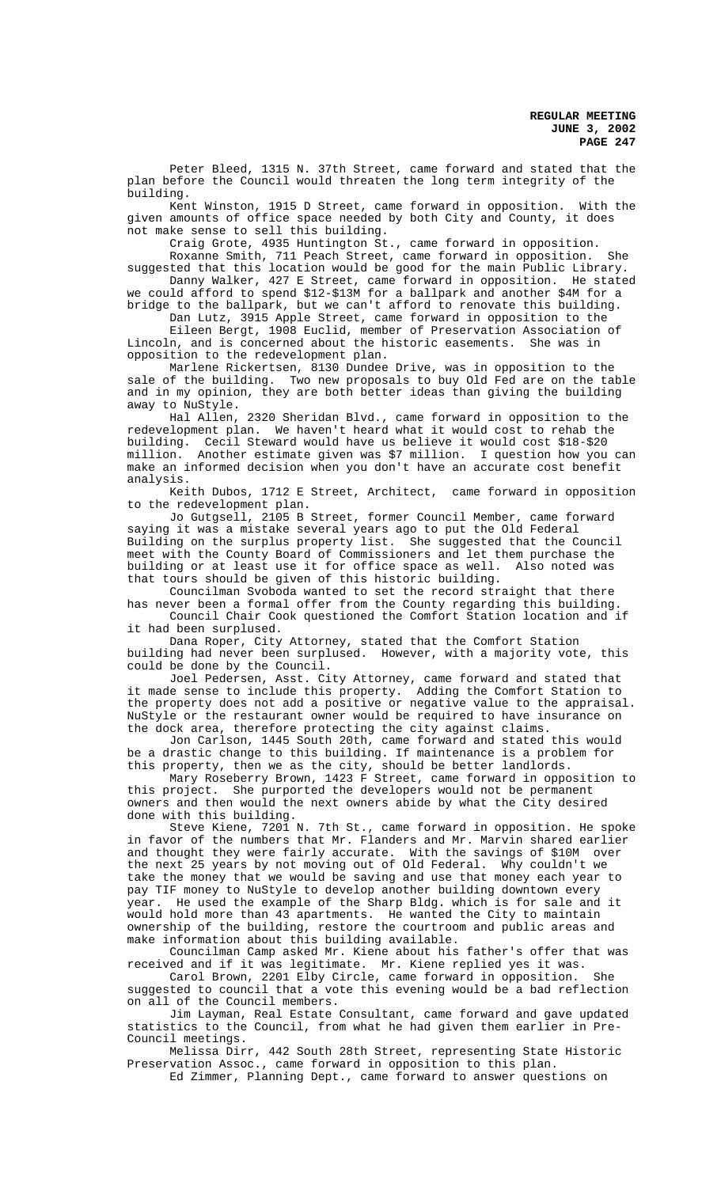Peter Bleed, 1315 N. 37th Street, came forward and stated that the plan before the Council would threaten the long term integrity of the building.

Kent Winston, 1915 D Street, came forward in opposition. With the given amounts of office space needed by both City and County, it does not make sense to sell this building.

Craig Grote, 4935 Huntington St., came forward in opposition.

Roxanne Smith, 711 Peach Street, came forward in opposition. She suggested that this location would be good for the main Public Library.

Danny Walker, 427 E Street, came forward in opposition. He stated we could afford to spend $12-$13M for a ballpark and another $4M for a bridge to the ballpark, but we can't afford to renovate this building.

Dan Lutz, 3915 Apple Street, came forward in opposition to the

Eileen Bergt, 1908 Euclid, member of Preservation Association of Lincoln, and is concerned about the historic easements. She was in opposition to the redevelopment plan.

Marlene Rickertsen, 8130 Dundee Drive, was in opposition to the sale of the building. Two new proposals to buy Old Fed are on the table and in my opinion, they are both better ideas than giving the building away to NuStyle.

Hal Allen, 2320 Sheridan Blvd., came forward in opposition to the redevelopment plan. We haven't heard what it would cost to rehab the building. Cecil Steward would have us believe it would cost $18-$20 million. Another estimate given was $7 million. I question how you can make an informed decision when you don't have an accurate cost benefit analysis.

Keith Dubos, 1712 E Street, Architect, came forward in opposition to the redevelopment plan.

Jo Gutgsell, 2105 B Street, former Council Member, came forward saying it was a mistake several years ago to put the Old Federal Building on the surplus property list. She suggested that the Council meet with the County Board of Commissioners and let them purchase the building or at least use it for office space as well. Also noted was that tours should be given of this historic building.

Councilman Svoboda wanted to set the record straight that there has never been a formal offer from the County regarding this building.

Council Chair Cook questioned the Comfort Station location and if it had been surplused.

Dana Roper, City Attorney, stated that the Comfort Station building had never been surplused. However, with a majority vote, this could be done by the Council.

Joel Pedersen, Asst. City Attorney, came forward and stated that it made sense to include this property. Adding the Comfort Station to the property does not add a positive or negative value to the appraisal. NuStyle or the restaurant owner would be required to have insurance on the dock area, therefore protecting the city against claims.

Jon Carlson, 1445 South 20th, came forward and stated this would be a drastic change to this building. If maintenance is a problem for this property, then we as the city, should be better landlords.

Mary Roseberry Brown, 1423 F Street, came forward in opposition to this project. She purported the developers would not be permanent owners and then would the next owners abide by what the City desired done with this building.

Steve Kiene, 7201 N. 7th St., came forward in opposition. He spoke in favor of the numbers that Mr. Flanders and Mr. Marvin shared earlier and thought they were fairly accurate. With the savings of $10M over the next 25 years by not moving out of Old Federal. Why couldn't we take the money that we would be saving and use that money each year to pay TIF money to NuStyle to develop another building downtown every year. He used the example of the Sharp Bldg. which is for sale and it would hold more than 43 apartments. He wanted the City to maintain ownership of the building, restore the courtroom and public areas and make information about this building available.

Councilman Camp asked Mr. Kiene about his father's offer that was received and if it was legitimate. Mr. Kiene replied yes it was.

Carol Brown, 2201 Elby Circle, came forward in opposition. She suggested to council that a vote this evening would be a bad reflection on all of the Council members.

Jim Layman, Real Estate Consultant, came forward and gave updated statistics to the Council, from what he had given them earlier in Pre-Council meetings.

Melissa Dirr, 442 South 28th Street, representing State Historic Preservation Assoc., came forward in opposition to this plan.

Ed Zimmer, Planning Dept., came forward to answer questions on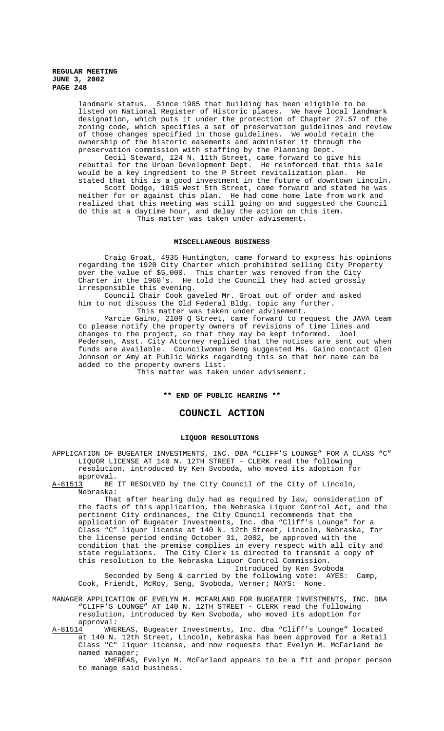landmark status. Since 1985 that building has been eligible to be listed on National Register of Historic places. We have local landmark designation, which puts it under the protection of Chapter 27.57 of the zoning code, which specifies a set of preservation guidelines and review of those changes specified in those guidelines. We would retain the ownership of the historic easements and administer it through the preservation commission with staffing by the Planning Dept.

Cecil Steward, 124 N. 11th Street, came forward to give his rebuttal for the Urban Development Dept. He reinforced that this sale would be a key ingredient to the P Street revitalization plan. He stated that this is a good investment in the future of downtown Lincoln.

Scott Dodge, 1915 West 5th Street, came forward and stated he was neither for or against this plan. He had come home late from work and realized that this meeting was still going on and suggested the Council do this at a daytime hour, and delay the action on this item.

This matter was taken under advisement.

## MISCELLANEOUS BUSINESS

Craig Groat, 4935 Huntington, came forward to express his opinions regarding the 1920 City Charter which prohibited selling City Property over the value of $5,000. This charter was removed from the City Charter in the 1960's. He told the Council they had acted grossly irresponsible this evening.

Council Chair Cook gaveled Mr. Groat out of order and asked him to not discuss the Old Federal Bldg. topic any further.

This matter was taken under advisement.

Marcie Gaino, 2109 Q Street, came forward to request the JAVA team to please notify the property owners of revisions of time lines and changes to the project, so that they may be kept informed. Joel Pedersen, Asst. City Attorney replied that the notices are sent out when funds are available. Councilwoman Seng suggested Ms. Gaino contact Glen Johnson or Amy at Public Works regarding this so that her name can be added to the property owners list.

This matter was taken under advisement.

**\*\* END OF PUBLIC HEARING \*\***

# COUNCIL ACTION

## LIQUOR RESOLUTIONS

APPLICATION OF BUGEATER INVESTMENTS, INC. DBA "CLIFF'S LOUNGE" FOR A CLASS "C" LIQUOR LICENSE AT 140 N. 12TH STREET - CLERK read the following resolution, introduced by Ken Svoboda, who moved its adoption for approval.

A-81513 BE IT RESOLVED by the City Council of the City of Lincoln, Nebraska:

That after hearing duly had as required by law, consideration of the facts of this application, the Nebraska Liquor Control Act, and the pertinent City ordinances, the City Council recommends that the application of Bugeater Investments, Inc. dba "Cliff's Lounge" for a Class "C" liquor license at 140 N. 12th Street, Lincoln, Nebraska, for the license period ending October 31, 2002, be approved with the condition that the premise complies in every respect with all city and state regulations. The City Clerk is directed to transmit a copy of this resolution to the Nebraska Liquor Control Commission.

Introduced by Ken Svoboda

Seconded by Seng & carried by the following vote: AYES: Camp, Cook, Friendt, McRoy, Seng, Svoboda, Werner; NAYS: None.

MANAGER APPLICATION OF EVELYN M. MCFARLAND FOR BUGEATER INVESTMENTS, INC. DBA "CLIFF'S LOUNGE" AT 140 N. 12TH STREET - CLERK read the following resolution, introduced by Ken Svoboda, who moved its adoption for approval:

A-81514 WHEREAS, Bugeater Investments, Inc. dba "Cliff's Lounge" located at 140 N. 12th Street, Lincoln, Nebraska has been approved for a Retail Class "C" liquor license, and now requests that Evelyn M. McFarland be named manager;

WHEREAS, Evelyn M. McFarland appears to be a fit and proper person to manage said business.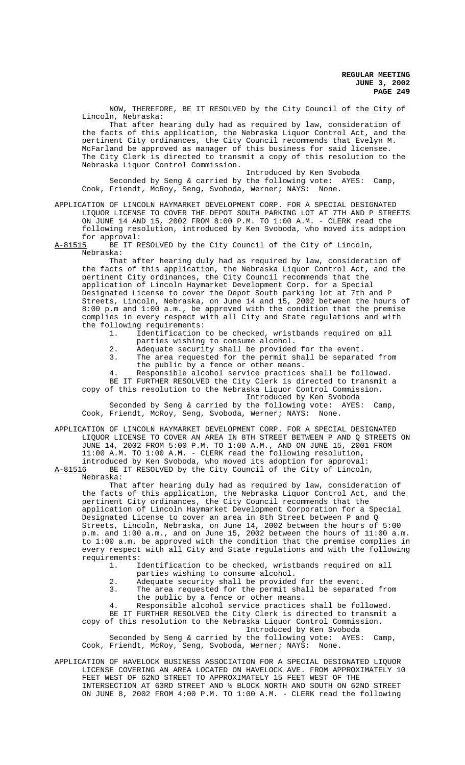NOW, THEREFORE, BE IT RESOLVED by the City Council of the City of Lincoln, Nebraska:

That after hearing duly had as required by law, consideration of the facts of this application, the Nebraska Liquor Control Act, and the pertinent City ordinances, the City Council recommends that Evelyn M. McFarland be approved as manager of this business for said licensee. The City Clerk is directed to transmit a copy of this resolution to the Nebraska Liquor Control Commission.

Introduced by Ken Svoboda

Seconded by Seng & carried by the following vote: AYES: Camp, Cook, Friendt, McRoy, Seng, Svoboda, Werner; NAYS: None.

APPLICATION OF LINCOLN HAYMARKET DEVELOPMENT CORP. FOR A SPECIAL DESIGNATED LIQUOR LICENSE TO COVER THE DEPOT SOUTH PARKING LOT AT 7TH AND P STREETS ON JUNE 14 AND 15, 2002 FROM 8:00 P.M. TO 1:00 A.M. - CLERK read the following resolution, introduced by Ken Svoboda, who moved its adoption for approval:

A-81515 BE IT RESOLVED by the City Council of the City of Lincoln, Nebraska:

That after hearing duly had as required by law, consideration of the facts of this application, the Nebraska Liquor Control Act, and the pertinent City ordinances, the City Council recommends that the application of Lincoln Haymarket Development Corp. for a Special Designated License to cover the Depot South parking lot at 7th and P Streets, Lincoln, Nebraska, on June 14 and 15, 2002 between the hours of 8:00 p.m and 1:00 a.m., be approved with the condition that the premise complies in every respect with all City and State regulations and with the following requirements:

1. Identification to be checked, wristbands required on all parties wishing to consume alcohol.
2. Adequate security shall be provided for the event.
3. The area requested for the permit shall be separated from the public by a fence or other means.
4. Responsible alcohol service practices shall be followed.

BE IT FURTHER RESOLVED the City Clerk is directed to transmit a copy of this resolution to the Nebraska Liquor Control Commission.

Introduced by Ken Svoboda

Seconded by Seng & carried by the following vote: AYES: Camp, Cook, Friendt, McRoy, Seng, Svoboda, Werner; NAYS: None.

APPLICATION OF LINCOLN HAYMARKET DEVELOPMENT CORP. FOR A SPECIAL DESIGNATED LIQUOR LICENSE TO COVER AN AREA IN 8TH STREET BETWEEN P AND Q STREETS ON JUNE 14, 2002 FROM 5:00 P.M. TO 1:00 A.M., AND ON JUNE 15, 2001 FROM 11:00 A.M. TO 1:00 A.M. - CLERK read the following resolution, introduced by Ken Svoboda, who moved its adoption for approval:

A-81516 BE IT RESOLVED by the City Council of the City of Lincoln, Nebraska:

That after hearing duly had as required by law, consideration of the facts of this application, the Nebraska Liquor Control Act, and the pertinent City ordinances, the City Council recommends that the application of Lincoln Haymarket Development Corporation for a Special Designated License to cover an area in 8th Street between P and Q Streets, Lincoln, Nebraska, on June 14, 2002 between the hours of 5:00 p.m. and 1:00 a.m., and on June 15, 2002 between the hours of 11:00 a.m. to 1:00 a.m. be approved with the condition that the premise complies in every respect with all City and State regulations and with the following requirements:

1. Identification to be checked, wristbands required on all parties wishing to consume alcohol.
2. Adequate security shall be provided for the event.
3. The area requested for the permit shall be separated from the public by a fence or other means.
4. Responsible alcohol service practices shall be followed.

BE IT FURTHER RESOLVED the City Clerk is directed to transmit a copy of this resolution to the Nebraska Liquor Control Commission.

Introduced by Ken Svoboda

Seconded by Seng & carried by the following vote: AYES: Camp, Cook, Friendt, McRoy, Seng, Svoboda, Werner; NAYS: None.

APPLICATION OF HAVELOCK BUSINESS ASSOCIATION FOR A SPECIAL DESIGNATED LIQUOR LICENSE COVERING AN AREA LOCATED ON HAVELOCK AVE. FROM APPROXIMATELY 10 FEET WEST OF 62ND STREET TO APPROXIMATELY 15 FEET WEST OF THE INTERSECTION AT 63RD STREET AND ½ BLOCK NORTH AND SOUTH ON 62ND STREET ON JUNE 8, 2002 FROM 4:00 P.M. TO 1:00 A.M. - CLERK read the following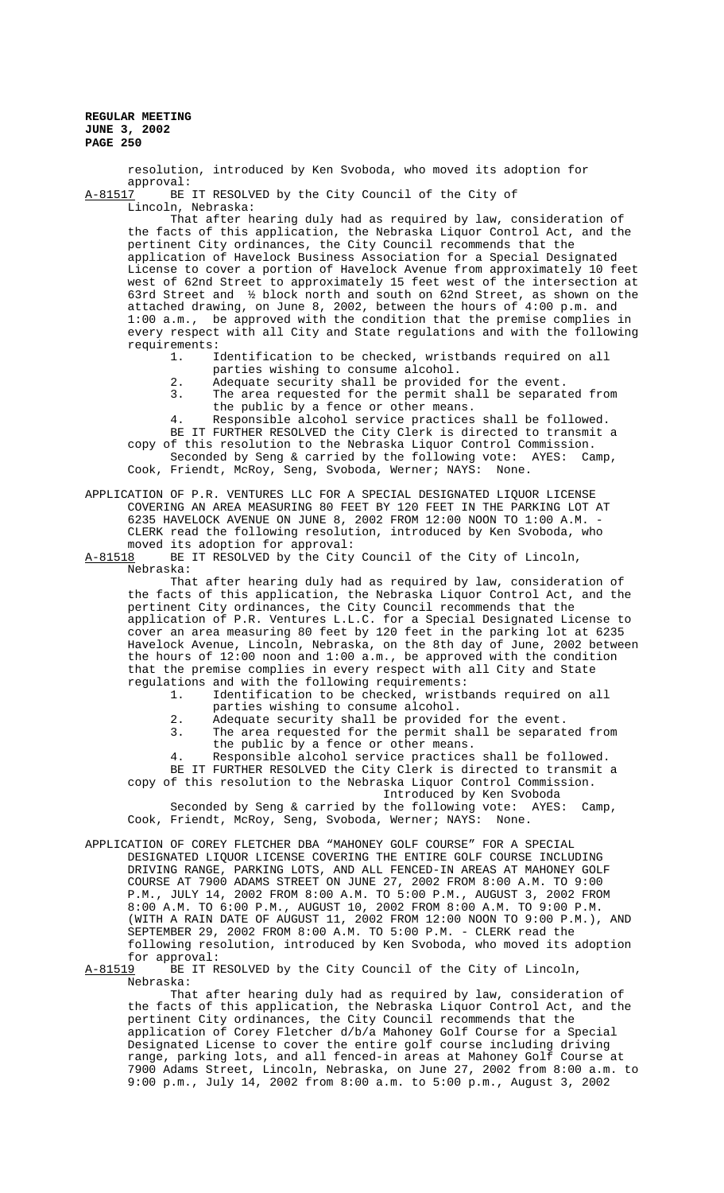resolution, introduced by Ken Svoboda, who moved its adoption for approval:

A-81517 BE IT RESOLVED by the City Council of the City of Lincoln, Nebraska:

That after hearing duly had as required by law, consideration of the facts of this application, the Nebraska Liquor Control Act, and the pertinent City ordinances, the City Council recommends that the application of Havelock Business Association for a Special Designated License to cover a portion of Havelock Avenue from approximately 10 feet west of 62nd Street to approximately 15 feet west of the intersection at 63rd Street and ½ block north and south on 62nd Street, as shown on the attached drawing, on June 8, 2002, between the hours of 4:00 p.m. and 1:00 a.m., be approved with the condition that the premise complies in every respect with all City and State regulations and with the following requirements:

1. Identification to be checked, wristbands required on all parties wishing to consume alcohol.
2. Adequate security shall be provided for the event.
3. The area requested for the permit shall be separated from the public by a fence or other means.
4. Responsible alcohol service practices shall be followed.

BE IT FURTHER RESOLVED the City Clerk is directed to transmit a copy of this resolution to the Nebraska Liquor Control Commission.

Seconded by Seng & carried by the following vote: AYES: Camp, Cook, Friendt, McRoy, Seng, Svoboda, Werner; NAYS: None.

APPLICATION OF P.R. VENTURES LLC FOR A SPECIAL DESIGNATED LIQUOR LICENSE COVERING AN AREA MEASURING 80 FEET BY 120 FEET IN THE PARKING LOT AT 6235 HAVELOCK AVENUE ON JUNE 8, 2002 FROM 12:00 NOON TO 1:00 A.M. - CLERK read the following resolution, introduced by Ken Svoboda, who moved its adoption for approval:

A-81518 BE IT RESOLVED by the City Council of the City of Lincoln, Nebraska:

That after hearing duly had as required by law, consideration of the facts of this application, the Nebraska Liquor Control Act, and the pertinent City ordinances, the City Council recommends that the application of P.R. Ventures L.L.C. for a Special Designated License to cover an area measuring 80 feet by 120 feet in the parking lot at 6235 Havelock Avenue, Lincoln, Nebraska, on the 8th day of June, 2002 between the hours of 12:00 noon and 1:00 a.m., be approved with the condition that the premise complies in every respect with all City and State regulations and with the following requirements:

1. Identification to be checked, wristbands required on all parties wishing to consume alcohol.
2. Adequate security shall be provided for the event.
3. The area requested for the permit shall be separated from the public by a fence or other means.
4. Responsible alcohol service practices shall be followed.

BE IT FURTHER RESOLVED the City Clerk is directed to transmit a copy of this resolution to the Nebraska Liquor Control Commission.

Introduced by Ken Svoboda

Seconded by Seng & carried by the following vote: AYES: Camp, Cook, Friendt, McRoy, Seng, Svoboda, Werner; NAYS: None.

APPLICATION OF COREY FLETCHER DBA "MAHONEY GOLF COURSE" FOR A SPECIAL DESIGNATED LIQUOR LICENSE COVERING THE ENTIRE GOLF COURSE INCLUDING DRIVING RANGE, PARKING LOTS, AND ALL FENCED-IN AREAS AT MAHONEY GOLF COURSE AT 7900 ADAMS STREET ON JUNE 27, 2002 FROM 8:00 A.M. TO 9:00 P.M., JULY 14, 2002 FROM 8:00 A.M. TO 5:00 P.M., AUGUST 3, 2002 FROM 8:00 A.M. TO 6:00 P.M., AUGUST 10, 2002 FROM 8:00 A.M. TO 9:00 P.M. (WITH A RAIN DATE OF AUGUST 11, 2002 FROM 12:00 NOON TO 9:00 P.M.), AND SEPTEMBER 29, 2002 FROM 8:00 A.M. TO 5:00 P.M. - CLERK read the following resolution, introduced by Ken Svoboda, who moved its adoption for approval:

A-81519 BE IT RESOLVED by the City Council of the City of Lincoln, Nebraska:

That after hearing duly had as required by law, consideration of the facts of this application, the Nebraska Liquor Control Act, and the pertinent City ordinances, the City Council recommends that the application of Corey Fletcher d/b/a Mahoney Golf Course for a Special Designated License to cover the entire golf course including driving range, parking lots, and all fenced-in areas at Mahoney Golf Course at 7900 Adams Street, Lincoln, Nebraska, on June 27, 2002 from 8:00 a.m. to 9:00 p.m., July 14, 2002 from 8:00 a.m. to 5:00 p.m., August 3, 2002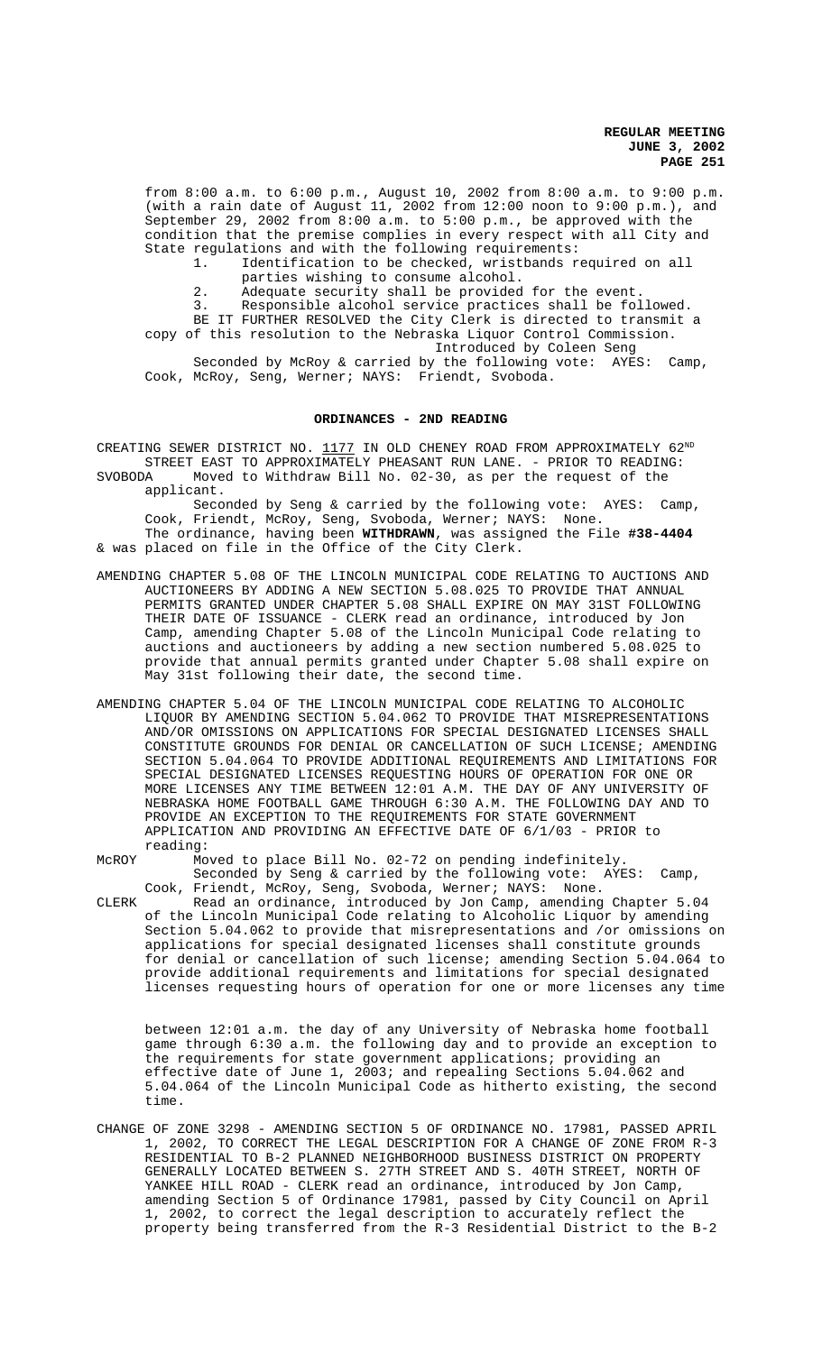from 8:00 a.m. to 6:00 p.m., August 10, 2002 from 8:00 a.m. to 9:00 p.m. (with a rain date of August 11, 2002 from 12:00 noon to 9:00 p.m.), and September 29, 2002 from 8:00 a.m. to 5:00 p.m., be approved with the condition that the premise complies in every respect with all City and State regulations and with the following requirements:

1. Identification to be checked, wristbands required on all parties wishing to consume alcohol.
2. Adequate security shall be provided for the event.
3. Responsible alcohol service practices shall be followed.

BE IT FURTHER RESOLVED the City Clerk is directed to transmit a copy of this resolution to the Nebraska Liquor Control Commission.

Introduced by Coleen Seng

Seconded by McRoy & carried by the following vote: AYES: Camp, Cook, McRoy, Seng, Werner; NAYS: Friendt, Svoboda.

## ORDINANCES - 2ND READING

CREATING SEWER DISTRICT NO. 1177 IN OLD CHENEY ROAD FROM APPROXIMATELY 62ND STREET EAST TO APPROXIMATELY PHEASANT RUN LANE. - PRIOR TO READING:

SVOBODA Moved to Withdraw Bill No. 02-30, as per the request of the applicant.

Seconded by Seng & carried by the following vote: AYES: Camp, Cook, Friendt, McRoy, Seng, Svoboda, Werner; NAYS: None.

The ordinance, having been **WITHDRAWN**, was assigned the File **#38-4404** & was placed on file in the Office of the City Clerk.

AMENDING CHAPTER 5.08 OF THE LINCOLN MUNICIPAL CODE RELATING TO AUCTIONS AND AUCTIONEERS BY ADDING A NEW SECTION 5.08.025 TO PROVIDE THAT ANNUAL PERMITS GRANTED UNDER CHAPTER 5.08 SHALL EXPIRE ON MAY 31ST FOLLOWING THEIR DATE OF ISSUANCE - CLERK read an ordinance, introduced by Jon Camp, amending Chapter 5.08 of the Lincoln Municipal Code relating to auctions and auctioneers by adding a new section numbered 5.08.025 to provide that annual permits granted under Chapter 5.08 shall expire on May 31st following their date, the second time.

AMENDING CHAPTER 5.04 OF THE LINCOLN MUNICIPAL CODE RELATING TO ALCOHOLIC LIQUOR BY AMENDING SECTION 5.04.062 TO PROVIDE THAT MISREPRESENTATIONS AND/OR OMISSIONS ON APPLICATIONS FOR SPECIAL DESIGNATED LICENSES SHALL CONSTITUTE GROUNDS FOR DENIAL OR CANCELLATION OF SUCH LICENSE; AMENDING SECTION 5.04.064 TO PROVIDE ADDITIONAL REQUIREMENTS AND LIMITATIONS FOR SPECIAL DESIGNATED LICENSES REQUESTING HOURS OF OPERATION FOR ONE OR MORE LICENSES ANY TIME BETWEEN 12:01 A.M. THE DAY OF ANY UNIVERSITY OF NEBRASKA HOME FOOTBALL GAME THROUGH 6:30 A.M. THE FOLLOWING DAY AND TO PROVIDE AN EXCEPTION TO THE REQUIREMENTS FOR STATE GOVERNMENT APPLICATION AND PROVIDING AN EFFECTIVE DATE OF 6/1/03 - PRIOR to reading:

McROY Moved to place Bill No. 02-72 on pending indefinitely.

Seconded by Seng & carried by the following vote: AYES: Camp, Cook, Friendt, McRoy, Seng, Svoboda, Werner; NAYS: None.

CLERK Read an ordinance, introduced by Jon Camp, amending Chapter 5.04 of the Lincoln Municipal Code relating to Alcoholic Liquor by amending Section 5.04.062 to provide that misrepresentations and /or omissions on applications for special designated licenses shall constitute grounds for denial or cancellation of such license; amending Section 5.04.064 to provide additional requirements and limitations for special designated licenses requesting hours of operation for one or more licenses any time between 12:01 a.m. the day of any University of Nebraska home football game through 6:30 a.m. the following day and to provide an exception to the requirements for state government applications; providing an effective date of June 1, 2003; and repealing Sections 5.04.062 and 5.04.064 of the Lincoln Municipal Code as hitherto existing, the second time.

CHANGE OF ZONE 3298 - AMENDING SECTION 5 OF ORDINANCE NO. 17981, PASSED APRIL 1, 2002, TO CORRECT THE LEGAL DESCRIPTION FOR A CHANGE OF ZONE FROM R-3 RESIDENTIAL TO B-2 PLANNED NEIGHBORHOOD BUSINESS DISTRICT ON PROPERTY GENERALLY LOCATED BETWEEN S. 27TH STREET AND S. 40TH STREET, NORTH OF YANKEE HILL ROAD - CLERK read an ordinance, introduced by Jon Camp, amending Section 5 of Ordinance 17981, passed by City Council on April 1, 2002, to correct the legal description to accurately reflect the property being transferred from the R-3 Residential District to the B-2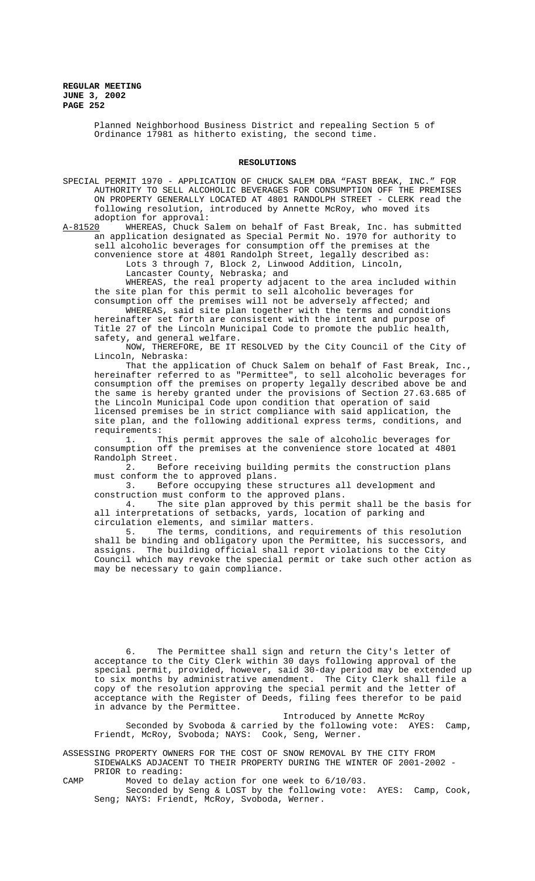Planned Neighborhood Business District and repealing Section 5 of Ordinance 17981 as hitherto existing, the second time.

## RESOLUTIONS

SPECIAL PERMIT 1970 - APPLICATION OF CHUCK SALEM DBA "FAST BREAK, INC." FOR AUTHORITY TO SELL ALCOHOLIC BEVERAGES FOR CONSUMPTION OFF THE PREMISES ON PROPERTY GENERALLY LOCATED AT 4801 RANDOLPH STREET - CLERK read the following resolution, introduced by Annette McRoy, who moved its adoption for approval:

A-81520 WHEREAS, Chuck Salem on behalf of Fast Break, Inc. has submitted an application designated as Special Permit No. 1970 for authority to sell alcoholic beverages for consumption off the premises at the convenience store at 4801 Randolph Street, legally described as:

Lots 3 through 7, Block 2, Linwood Addition, Lincoln, Lancaster County, Nebraska; and

WHEREAS, the real property adjacent to the area included within the site plan for this permit to sell alcoholic beverages for consumption off the premises will not be adversely affected; and

WHEREAS, said site plan together with the terms and conditions hereinafter set forth are consistent with the intent and purpose of Title 27 of the Lincoln Municipal Code to promote the public health, safety, and general welfare.

NOW, THEREFORE, BE IT RESOLVED by the City Council of the City of Lincoln, Nebraska:

That the application of Chuck Salem on behalf of Fast Break, Inc., hereinafter referred to as "Permittee", to sell alcoholic beverages for consumption off the premises on property legally described above be and the same is hereby granted under the provisions of Section 27.63.685 of the Lincoln Municipal Code upon condition that operation of said licensed premises be in strict compliance with said application, the site plan, and the following additional express terms, conditions, and requirements:

1. This permit approves the sale of alcoholic beverages for consumption off the premises at the convenience store located at 4801 Randolph Street.
2. Before receiving building permits the construction plans must conform the to approved plans.
3. Before occupying these structures all development and construction must conform to the approved plans.
4. The site plan approved by this permit shall be the basis for all interpretations of setbacks, yards, location of parking and circulation elements, and similar matters.
5. The terms, conditions, and requirements of this resolution shall be binding and obligatory upon the Permittee, his successors, and assigns. The building official shall report violations to the City Council which may revoke the special permit or take such other action as may be necessary to gain compliance.
6. The Permittee shall sign and return the City's letter of acceptance to the City Clerk within 30 days following approval of the special permit, provided, however, said 30-day period may be extended up to six months by administrative amendment. The City Clerk shall file a copy of the resolution approving the special permit and the letter of acceptance with the Register of Deeds, filing fees therefor to be paid in advance by the Permittee.

Introduced by Annette McRoy

Seconded by Svoboda & carried by the following vote: AYES: Camp, Friendt, McRoy, Svoboda; NAYS: Cook, Seng, Werner.

ASSESSING PROPERTY OWNERS FOR THE COST OF SNOW REMOVAL BY THE CITY FROM SIDEWALKS ADJACENT TO THEIR PROPERTY DURING THE WINTER OF 2001-2002 - PRIOR to reading:

CAMP Moved to delay action for one week to 6/10/03.

Seconded by Seng & LOST by the following vote: AYES: Camp, Cook, Seng; NAYS: Friendt, McRoy, Svoboda, Werner.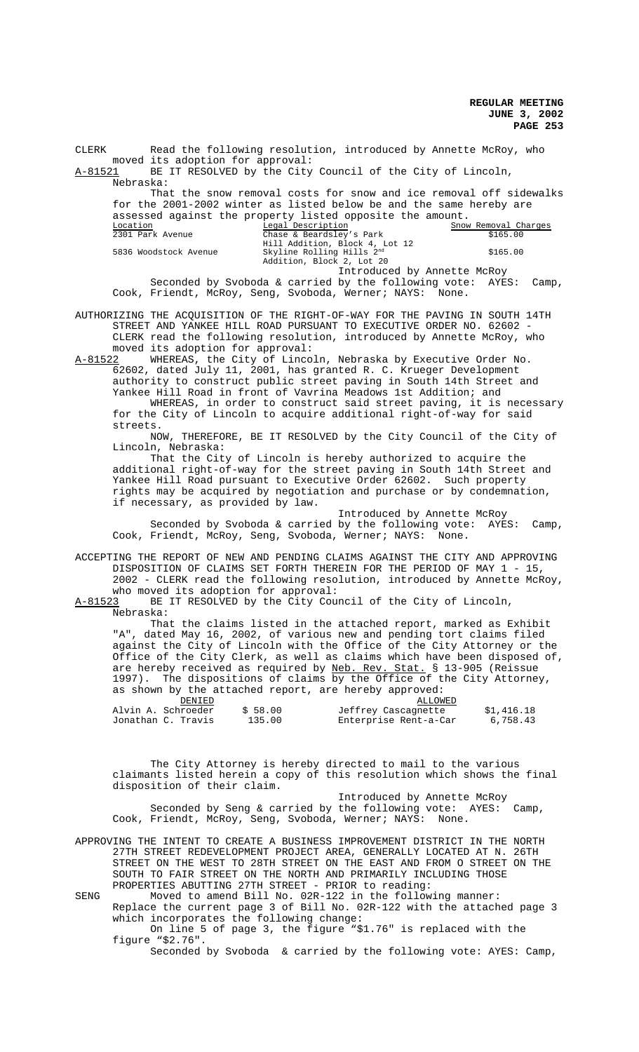CLERK Read the following resolution, introduced by Annette McRoy, who moved its adoption for approval:

A-81521 BE IT RESOLVED by the City Council of the City of Lincoln, Nebraska:

That the snow removal costs for snow and ice removal off sidewalks for the 2001-2002 winter as listed below be and the same hereby are assessed against the property listed opposite the amount.

| Location | Legal Description | Snow Removal Charges |
|---|---|---|
| 2301 Park Avenue | Chase & Beardsley's Park Hill Addition, Block 4, Lot 12 | $165.00 |
| 5836 Woodstock Avenue | Skyline Rolling Hills 2nd Addition, Block 2, Lot 20 | $165.00 |

Introduced by Annette McRoy

Seconded by Svoboda & carried by the following vote: AYES: Camp, Cook, Friendt, McRoy, Seng, Svoboda, Werner; NAYS: None.

AUTHORIZING THE ACQUISITION OF THE RIGHT-OF-WAY FOR THE PAVING IN SOUTH 14TH STREET AND YANKEE HILL ROAD PURSUANT TO EXECUTIVE ORDER NO. 62602 - CLERK read the following resolution, introduced by Annette McRoy, who moved its adoption for approval:

A-81522 WHEREAS, the City of Lincoln, Nebraska by Executive Order No. 62602, dated July 11, 2001, has granted R. C. Krueger Development authority to construct public street paving in South 14th Street and Yankee Hill Road in front of Vavrina Meadows 1st Addition; and

WHEREAS, in order to construct said street paving, it is necessary for the City of Lincoln to acquire additional right-of-way for said streets.

NOW, THEREFORE, BE IT RESOLVED by the City Council of the City of Lincoln, Nebraska:

That the City of Lincoln is hereby authorized to acquire the additional right-of-way for the street paving in South 14th Street and Yankee Hill Road pursuant to Executive Order 62602. Such property rights may be acquired by negotiation and purchase or by condemnation, if necessary, as provided by law.

Introduced by Annette McRoy

Seconded by Svoboda & carried by the following vote: AYES: Camp, Cook, Friendt, McRoy, Seng, Svoboda, Werner; NAYS: None.

ACCEPTING THE REPORT OF NEW AND PENDING CLAIMS AGAINST THE CITY AND APPROVING DISPOSITION OF CLAIMS SET FORTH THEREIN FOR THE PERIOD OF MAY 1 - 15, 2002 - CLERK read the following resolution, introduced by Annette McRoy, who moved its adoption for approval:

A-81523 BE IT RESOLVED by the City Council of the City of Lincoln, Nebraska:

That the claims listed in the attached report, marked as Exhibit "A", dated May 16, 2002, of various new and pending tort claims filed against the City of Lincoln with the Office of the City Attorney or the Office of the City Clerk, as well as claims which have been disposed of, are hereby received as required by Neb. Rev. Stat. § 13-905 (Reissue 1997). The dispositions of claims by the Office of the City Attorney, as shown by the attached report, are hereby approved:

| DENIED | | ALLOWED | |
|---|---|---|---|
| Alvin A. Schroeder | $ 58.00 | Jeffrey Cascagnette | $1,416.18 |
| Jonathan C. Travis | 135.00 | Enterprise Rent-a-Car | 6,758.43 |

The City Attorney is hereby directed to mail to the various claimants listed herein a copy of this resolution which shows the final disposition of their claim.

Introduced by Annette McRoy

Seconded by Seng & carried by the following vote: AYES: Camp, Cook, Friendt, McRoy, Seng, Svoboda, Werner; NAYS: None.

APPROVING THE INTENT TO CREATE A BUSINESS IMPROVEMENT DISTRICT IN THE NORTH 27TH STREET REDEVELOPMENT PROJECT AREA, GENERALLY LOCATED AT N. 26TH STREET ON THE WEST TO 28TH STREET ON THE EAST AND FROM O STREET ON THE SOUTH TO FAIR STREET ON THE NORTH AND PRIMARILY INCLUDING THOSE PROPERTIES ABUTTING 27TH STREET - PRIOR to reading:

SENG Moved to amend Bill No. 02R-122 in the following manner:

Replace the current page 3 of Bill No. 02R-122 with the attached page 3 which incorporates the following change:

On line 5 of page 3, the figure "$1.76" is replaced with the figure "$2.76".

Seconded by Svoboda & carried by the following vote: AYES: Camp,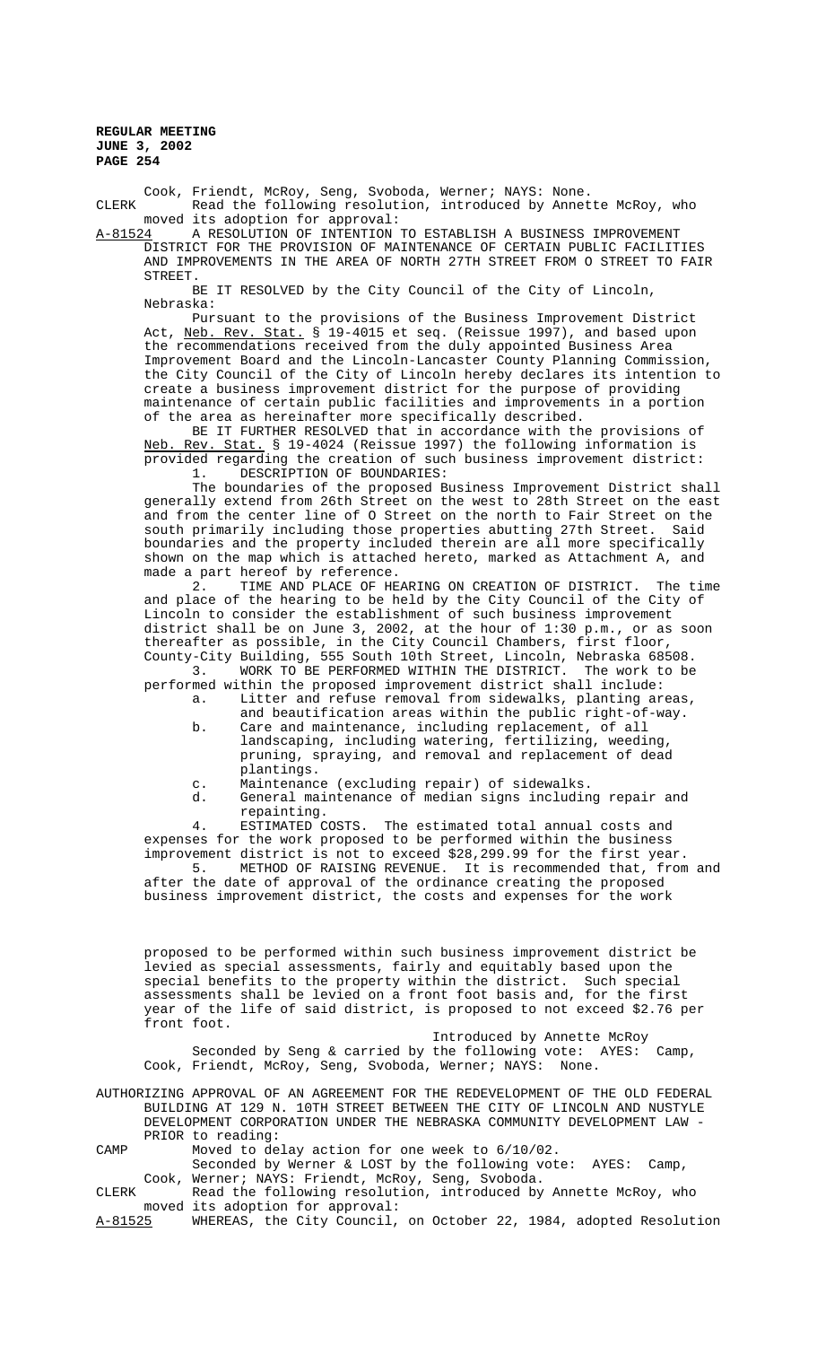Cook, Friendt, McRoy, Seng, Svoboda, Werner; NAYS: None.

CLERK Read the following resolution, introduced by Annette McRoy, who moved its adoption for approval:

A-81524 A RESOLUTION OF INTENTION TO ESTABLISH A BUSINESS IMPROVEMENT DISTRICT FOR THE PROVISION OF MAINTENANCE OF CERTAIN PUBLIC FACILITIES AND IMPROVEMENTS IN THE AREA OF NORTH 27TH STREET FROM O STREET TO FAIR STREET.

BE IT RESOLVED by the City Council of the City of Lincoln, Nebraska:

Pursuant to the provisions of the Business Improvement District Act, Neb. Rev. Stat. § 19-4015 et seq. (Reissue 1997), and based upon the recommendations received from the duly appointed Business Area Improvement Board and the Lincoln-Lancaster County Planning Commission, the City Council of the City of Lincoln hereby declares its intention to create a business improvement district for the purpose of providing maintenance of certain public facilities and improvements in a portion of the area as hereinafter more specifically described.

BE IT FURTHER RESOLVED that in accordance with the provisions of Neb. Rev. Stat. § 19-4024 (Reissue 1997) the following information is provided regarding the creation of such business improvement district:

1. DESCRIPTION OF BOUNDARIES:

The boundaries of the proposed Business Improvement District shall generally extend from 26th Street on the west to 28th Street on the east and from the center line of O Street on the north to Fair Street on the south primarily including those properties abutting 27th Street. Said boundaries and the property included therein are all more specifically shown on the map which is attached hereto, marked as Attachment A, and made a part hereof by reference.

2. TIME AND PLACE OF HEARING ON CREATION OF DISTRICT. The time and place of the hearing to be held by the City Council of the City of Lincoln to consider the establishment of such business improvement district shall be on June 3, 2002, at the hour of 1:30 p.m., or as soon thereafter as possible, in the City Council Chambers, first floor, County-City Building, 555 South 10th Street, Lincoln, Nebraska 68508.

3. WORK TO BE PERFORMED WITHIN THE DISTRICT. The work to be performed within the proposed improvement district shall include:

   a. Litter and refuse removal from sidewalks, planting areas, and beautification areas within the public right-of-way.
   b. Care and maintenance, including replacement, of all landscaping, including watering, fertilizing, weeding, pruning, spraying, and removal and replacement of dead plantings.
   c. Maintenance (excluding repair) of sidewalks.
   d. General maintenance of median signs including repair and repainting.

4. ESTIMATED COSTS. The estimated total annual costs and expenses for the work proposed to be performed within the business improvement district is not to exceed $28,299.99 for the first year.

5. METHOD OF RAISING REVENUE. It is recommended that, from and after the date of approval of the ordinance creating the proposed business improvement district, the costs and expenses for the work proposed to be performed within such business improvement district be levied as special assessments, fairly and equitably based upon the special benefits to the property within the district. Such special assessments shall be levied on a front foot basis and, for the first year of the life of said district, is proposed to not exceed $2.76 per front foot.

Introduced by Annette McRoy

Seconded by Seng & carried by the following vote: AYES: Camp, Cook, Friendt, McRoy, Seng, Svoboda, Werner; NAYS: None.

AUTHORIZING APPROVAL OF AN AGREEMENT FOR THE REDEVELOPMENT OF THE OLD FEDERAL BUILDING AT 129 N. 10TH STREET BETWEEN THE CITY OF LINCOLN AND NUSTYLE DEVELOPMENT CORPORATION UNDER THE NEBRASKA COMMUNITY DEVELOPMENT LAW - PRIOR to reading:

CAMP Moved to delay action for one week to 6/10/02.

Seconded by Werner & LOST by the following vote: AYES: Camp, Cook, Werner; NAYS: Friendt, McRoy, Seng, Svoboda.

CLERK Read the following resolution, introduced by Annette McRoy, who moved its adoption for approval:

A-81525 WHEREAS, the City Council, on October 22, 1984, adopted Resolution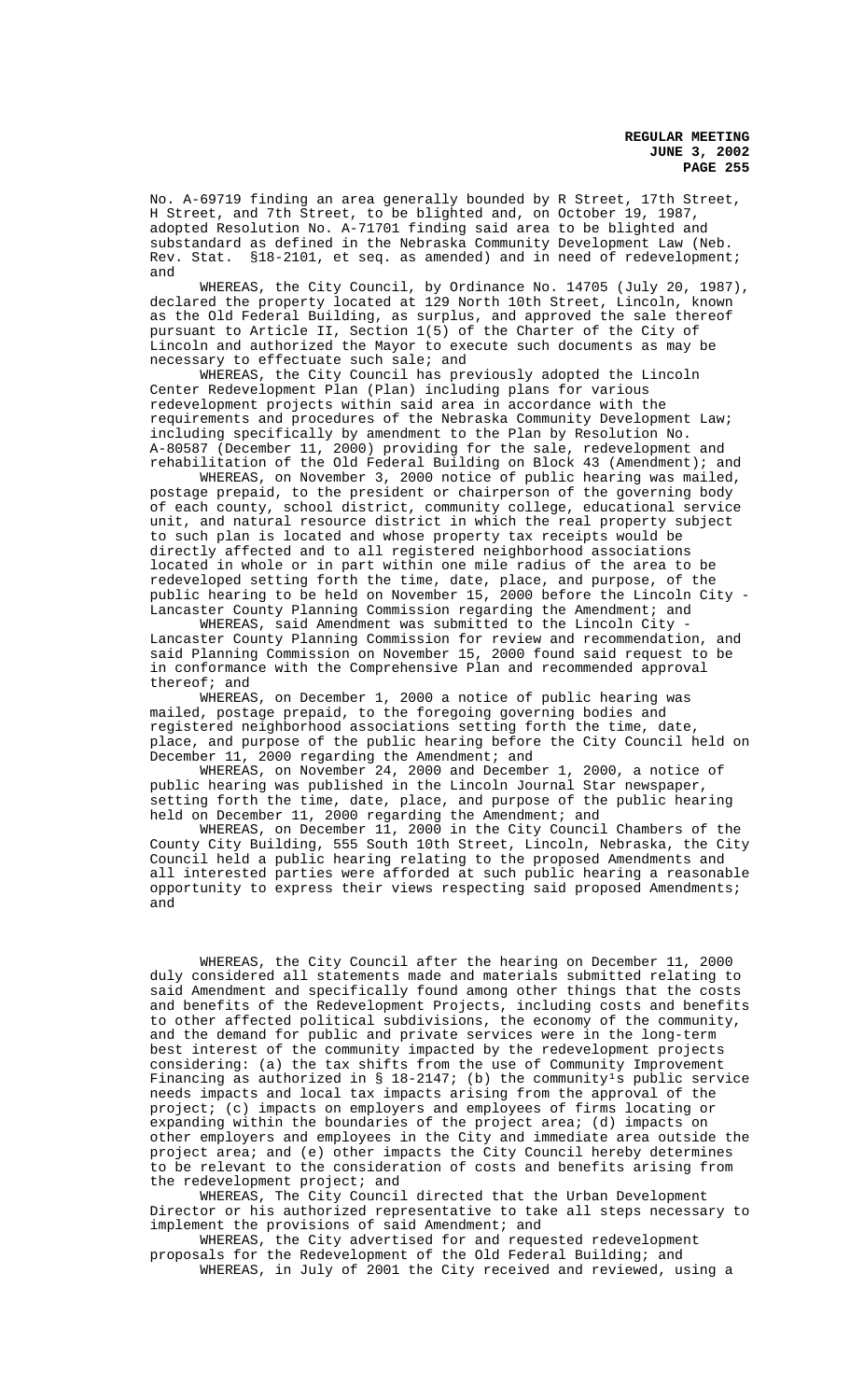No. A-69719 finding an area generally bounded by R Street, 17th Street, H Street, and 7th Street, to be blighted and, on October 19, 1987, adopted Resolution No. A-71701 finding said area to be blighted and substandard as defined in the Nebraska Community Development Law (Neb. Rev. Stat. §18-2101, et seq. as amended) and in need of redevelopment; and

WHEREAS, the City Council, by Ordinance No. 14705 (July 20, 1987), declared the property located at 129 North 10th Street, Lincoln, known as the Old Federal Building, as surplus, and approved the sale thereof pursuant to Article II, Section 1(5) of the Charter of the City of Lincoln and authorized the Mayor to execute such documents as may be necessary to effectuate such sale; and

WHEREAS, the City Council has previously adopted the Lincoln Center Redevelopment Plan (Plan) including plans for various redevelopment projects within said area in accordance with the requirements and procedures of the Nebraska Community Development Law; including specifically by amendment to the Plan by Resolution No. A-80587 (December 11, 2000) providing for the sale, redevelopment and rehabilitation of the Old Federal Building on Block 43 (Amendment); and

WHEREAS, on November 3, 2000 notice of public hearing was mailed, postage prepaid, to the president or chairperson of the governing body of each county, school district, community college, educational service unit, and natural resource district in which the real property subject to such plan is located and whose property tax receipts would be directly affected and to all registered neighborhood associations located in whole or in part within one mile radius of the area to be redeveloped setting forth the time, date, place, and purpose, of the public hearing to be held on November 15, 2000 before the Lincoln City - Lancaster County Planning Commission regarding the Amendment; and

WHEREAS, said Amendment was submitted to the Lincoln City - Lancaster County Planning Commission for review and recommendation, and said Planning Commission on November 15, 2000 found said request to be in conformance with the Comprehensive Plan and recommended approval thereof; and

WHEREAS, on December 1, 2000 a notice of public hearing was mailed, postage prepaid, to the foregoing governing bodies and registered neighborhood associations setting forth the time, date, place, and purpose of the public hearing before the City Council held on December 11, 2000 regarding the Amendment; and

WHEREAS, on November 24, 2000 and December 1, 2000, a notice of public hearing was published in the Lincoln Journal Star newspaper, setting forth the time, date, place, and purpose of the public hearing held on December 11, 2000 regarding the Amendment; and

WHEREAS, on December 11, 2000 in the City Council Chambers of the County City Building, 555 South 10th Street, Lincoln, Nebraska, the City Council held a public hearing relating to the proposed Amendments and all interested parties were afforded at such public hearing a reasonable opportunity to express their views respecting said proposed Amendments; and

WHEREAS, the City Council after the hearing on December 11, 2000 duly considered all statements made and materials submitted relating to said Amendment and specifically found among other things that the costs and benefits of the Redevelopment Projects, including costs and benefits to other affected political subdivisions, the economy of the community, and the demand for public and private services were in the long-term best interest of the community impacted by the redevelopment projects considering: (a) the tax shifts from the use of Community Improvement Financing as authorized in § 18-2147; (b) the community¹s public service needs impacts and local tax impacts arising from the approval of the project; (c) impacts on employers and employees of firms locating or expanding within the boundaries of the project area; (d) impacts on other employers and employees in the City and immediate area outside the project area; and (e) other impacts the City Council hereby determines to be relevant to the consideration of costs and benefits arising from the redevelopment project; and

WHEREAS, The City Council directed that the Urban Development Director or his authorized representative to take all steps necessary to implement the provisions of said Amendment; and

WHEREAS, the City advertised for and requested redevelopment proposals for the Redevelopment of the Old Federal Building; and

WHEREAS, in July of 2001 the City received and reviewed, using a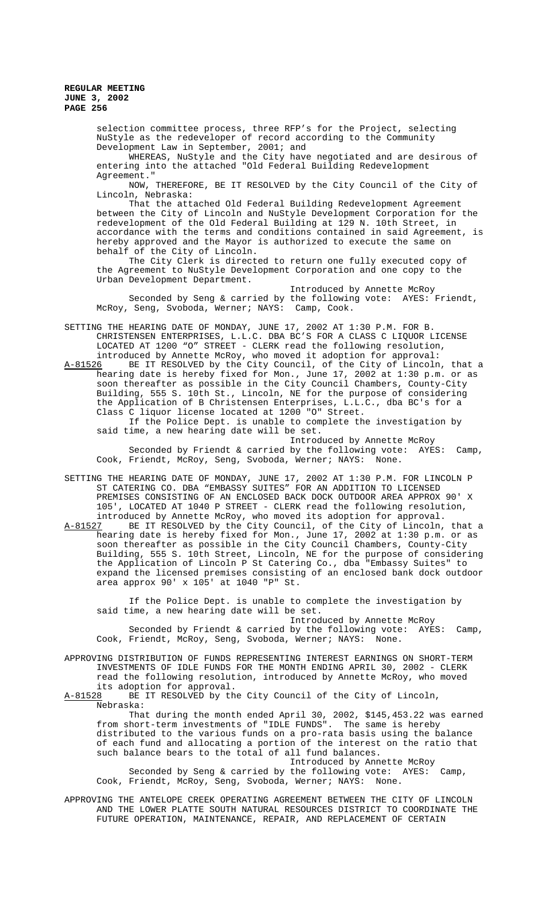selection committee process, three RFP's for the Project, selecting NuStyle as the redeveloper of record according to the Community Development Law in September, 2001; and

WHEREAS, NuStyle and the City have negotiated and are desirous of entering into the attached "Old Federal Building Redevelopment Agreement."

NOW, THEREFORE, BE IT RESOLVED by the City Council of the City of Lincoln, Nebraska:

That the attached Old Federal Building Redevelopment Agreement between the City of Lincoln and NuStyle Development Corporation for the redevelopment of the Old Federal Building at 129 N. 10th Street, in accordance with the terms and conditions contained in said Agreement, is hereby approved and the Mayor is authorized to execute the same on behalf of the City of Lincoln.

The City Clerk is directed to return one fully executed copy of the Agreement to NuStyle Development Corporation and one copy to the Urban Development Department.

Introduced by Annette McRoy

Seconded by Seng & carried by the following vote: AYES: Friendt, McRoy, Seng, Svoboda, Werner; NAYS: Camp, Cook.

SETTING THE HEARING DATE OF MONDAY, JUNE 17, 2002 AT 1:30 P.M. FOR B. CHRISTENSEN ENTERPRISES, L.L.C. DBA BC'S FOR A CLASS C LIQUOR LICENSE LOCATED AT 1200 "O" STREET - CLERK read the following resolution, introduced by Annette McRoy, who moved it adoption for approval:

A-81526 BE IT RESOLVED by the City Council, of the City of Lincoln, that a hearing date is hereby fixed for Mon., June 17, 2002 at 1:30 p.m. or as soon thereafter as possible in the City Council Chambers, County-City Building, 555 S. 10th St., Lincoln, NE for the purpose of considering the Application of B Christensen Enterprises, L.L.C., dba BC's for a Class C liquor license located at 1200 "O" Street.

If the Police Dept. is unable to complete the investigation by said time, a new hearing date will be set.

Introduced by Annette McRoy

Seconded by Friendt & carried by the following vote: AYES: Camp, Cook, Friendt, McRoy, Seng, Svoboda, Werner; NAYS: None.

SETTING THE HEARING DATE OF MONDAY, JUNE 17, 2002 AT 1:30 P.M. FOR LINCOLN P ST CATERING CO. DBA "EMBASSY SUITES" FOR AN ADDITION TO LICENSED PREMISES CONSISTING OF AN ENCLOSED BACK DOCK OUTDOOR AREA APPROX 90' X 105', LOCATED AT 1040 P STREET - CLERK read the following resolution, introduced by Annette McRoy, who moved its adoption for approval.

A-81527 BE IT RESOLVED by the City Council, of the City of Lincoln, that a hearing date is hereby fixed for Mon., June 17, 2002 at 1:30 p.m. or as soon thereafter as possible in the City Council Chambers, County-City Building, 555 S. 10th Street, Lincoln, NE for the purpose of considering the Application of Lincoln P St Catering Co., dba "Embassy Suites" to expand the licensed premises consisting of an enclosed bank dock outdoor area approx 90' x 105' at 1040 "P" St.

If the Police Dept. is unable to complete the investigation by said time, a new hearing date will be set.

Introduced by Annette McRoy

Seconded by Friendt & carried by the following vote: AYES: Camp, Cook, Friendt, McRoy, Seng, Svoboda, Werner; NAYS: None.

APPROVING DISTRIBUTION OF FUNDS REPRESENTING INTEREST EARNINGS ON SHORT-TERM INVESTMENTS OF IDLE FUNDS FOR THE MONTH ENDING APRIL 30, 2002 - CLERK read the following resolution, introduced by Annette McRoy, who moved its adoption for approval.

A-81528 BE IT RESOLVED by the City Council of the City of Lincoln, Nebraska:

That during the month ended April 30, 2002, $145,453.22 was earned from short-term investments of "IDLE FUNDS". The same is hereby distributed to the various funds on a pro-rata basis using the balance of each fund and allocating a portion of the interest on the ratio that such balance bears to the total of all fund balances.

Introduced by Annette McRoy

Seconded by Seng & carried by the following vote: AYES: Camp, Cook, Friendt, McRoy, Seng, Svoboda, Werner; NAYS: None.

APPROVING THE ANTELOPE CREEK OPERATING AGREEMENT BETWEEN THE CITY OF LINCOLN AND THE LOWER PLATTE SOUTH NATURAL RESOURCES DISTRICT TO COORDINATE THE FUTURE OPERATION, MAINTENANCE, REPAIR, AND REPLACEMENT OF CERTAIN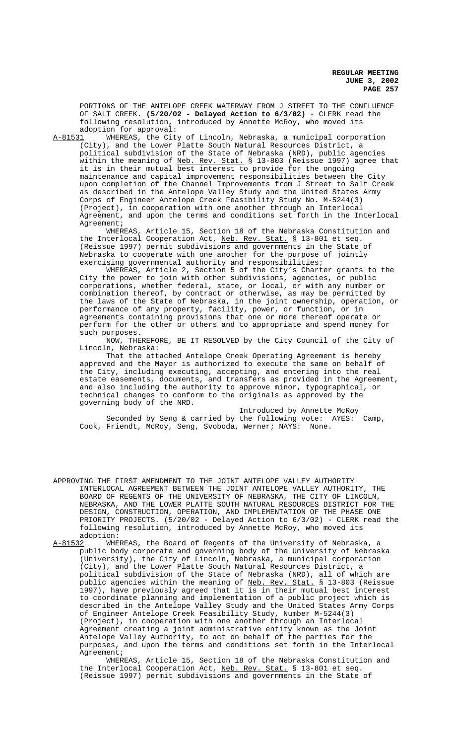PORTIONS OF THE ANTELOPE CREEK WATERWAY FROM J STREET TO THE CONFLUENCE OF SALT CREEK. **(5/20/02 - Delayed Action to 6/3/02)** - CLERK read the following resolution, introduced by Annette McRoy, who moved its adoption for approval:

A-81531 WHEREAS, the City of Lincoln, Nebraska, a municipal corporation (City), and the Lower Platte South Natural Resources District, a political subdivision of the State of Nebraska (NRD), public agencies within the meaning of Neb. Rev. Stat. § 13-803 (Reissue 1997) agree that it is in their mutual best interest to provide for the ongoing maintenance and capital improvement responsibilities between the City upon completion of the Channel Improvements from J Street to Salt Creek as described in the Antelope Valley Study and the United States Army Corps of Engineer Antelope Creek Feasibility Study No. M-5244(3) (Project), in cooperation with one another through an Interlocal Agreement, and upon the terms and conditions set forth in the Interlocal Agreement;

WHEREAS, Article 15, Section 18 of the Nebraska Constitution and the Interlocal Cooperation Act, Neb. Rev. Stat. § 13-801 et seq. (Reissue 1997) permit subdivisions and governments in the State of Nebraska to cooperate with one another for the purpose of jointly exercising governmental authority and responsibilities;

WHEREAS, Article 2, Section 5 of the City's Charter grants to the City the power to join with other subdivisions, agencies, or public corporations, whether federal, state, or local, or with any number or combination thereof, by contract or otherwise, as may be permitted by the laws of the State of Nebraska, in the joint ownership, operation, or performance of any property, facility, power, or function, or in agreements containing provisions that one or more thereof operate or perform for the other or others and to appropriate and spend money for such purposes.

NOW, THEREFORE, BE IT RESOLVED by the City Council of the City of Lincoln, Nebraska:

That the attached Antelope Creek Operating Agreement is hereby approved and the Mayor is authorized to execute the same on behalf of the City, including executing, accepting, and entering into the real estate easements, documents, and transfers as provided in the Agreement, and also including the authority to approve minor, typographical, or technical changes to conform to the originals as approved by the governing body of the NRD.

Introduced by Annette McRoy

Seconded by Seng & carried by the following vote: AYES: Camp, Cook, Friendt, McRoy, Seng, Svoboda, Werner; NAYS: None.

APPROVING THE FIRST AMENDMENT TO THE JOINT ANTELOPE VALLEY AUTHORITY INTERLOCAL AGREEMENT BETWEEN THE JOINT ANTELOPE VALLEY AUTHORITY, THE BOARD OF REGENTS OF THE UNIVERSITY OF NEBRASKA, THE CITY OF LINCOLN, NEBRASKA, AND THE LOWER PLATTE SOUTH NATURAL RESOURCES DISTRICT FOR THE DESIGN, CONSTRUCTION, OPERATION, AND IMPLEMENTATION OF THE PHASE ONE PRIORITY PROJECTS. (5/20/02 - Delayed Action to 6/3/02) - CLERK read the following resolution, introduced by Annette McRoy, who moved its adoption:

A-81532 WHEREAS, the Board of Regents of the University of Nebraska, a public body corporate and governing body of the University of Nebraska (University), the City of Lincoln, Nebraska, a municipal corporation (City), and the Lower Platte South Natural Resources District, a political subdivision of the State of Nebraska (NRD), all of which are public agencies within the meaning of Neb. Rev. Stat. § 13-803 (Reissue 1997), have previously agreed that it is in their mutual best interest to coordinate planning and implementation of a public project which is described in the Antelope Valley Study and the United States Army Corps of Engineer Antelope Creek Feasibility Study, Number M-5244(3) (Project), in cooperation with one another through an Interlocal Agreement creating a joint administrative entity known as the Joint Antelope Valley Authority, to act on behalf of the parties for the purposes, and upon the terms and conditions set forth in the Interlocal Agreement;

WHEREAS, Article 15, Section 18 of the Nebraska Constitution and the Interlocal Cooperation Act, Neb. Rev. Stat. § 13-801 et seq. (Reissue 1997) permit subdivisions and governments in the State of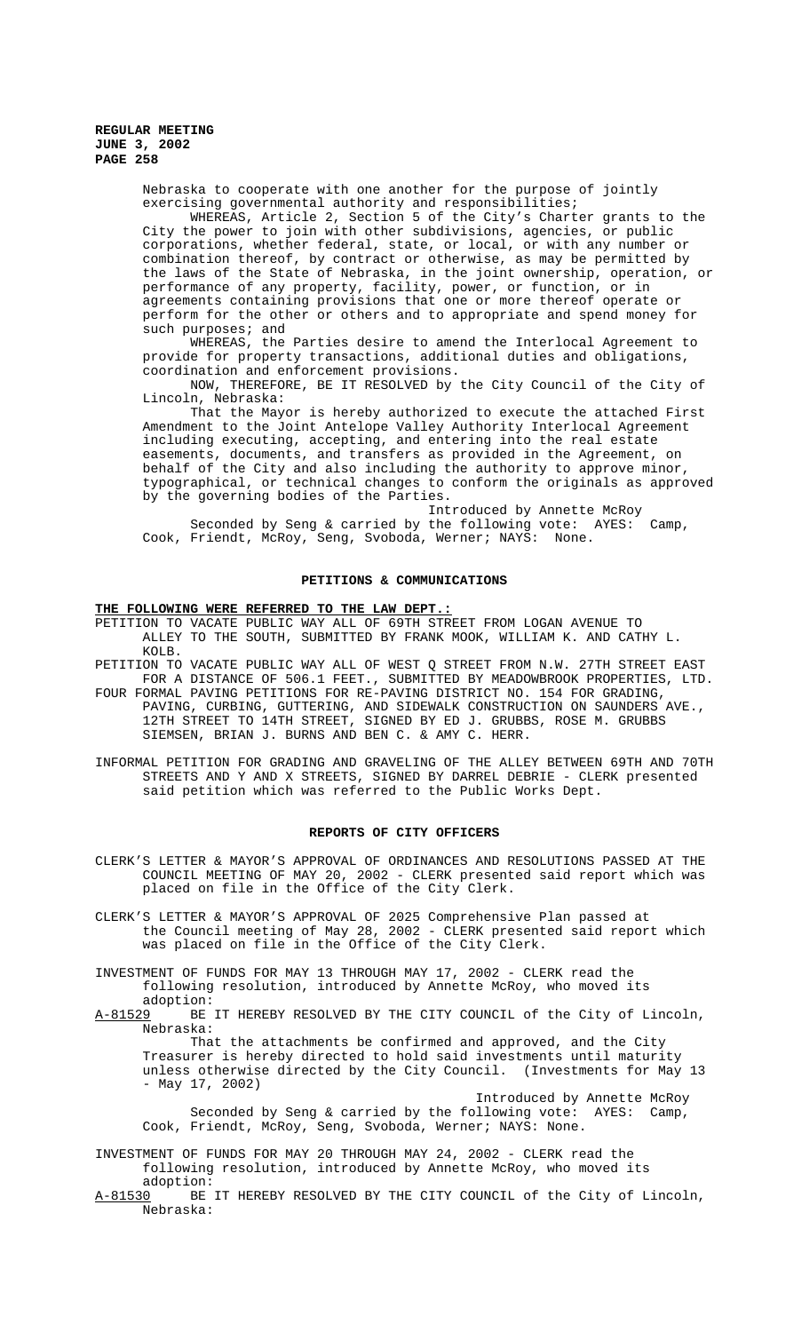Nebraska to cooperate with one another for the purpose of jointly exercising governmental authority and responsibilities;

WHEREAS, Article 2, Section 5 of the City's Charter grants to the City the power to join with other subdivisions, agencies, or public corporations, whether federal, state, or local, or with any number or combination thereof, by contract or otherwise, as may be permitted by the laws of the State of Nebraska, in the joint ownership, operation, or performance of any property, facility, power, or function, or in agreements containing provisions that one or more thereof operate or perform for the other or others and to appropriate and spend money for such purposes; and

WHEREAS, the Parties desire to amend the Interlocal Agreement to provide for property transactions, additional duties and obligations, coordination and enforcement provisions.

NOW, THEREFORE, BE IT RESOLVED by the City Council of the City of Lincoln, Nebraska:

That the Mayor is hereby authorized to execute the attached First Amendment to the Joint Antelope Valley Authority Interlocal Agreement including executing, accepting, and entering into the real estate easements, documents, and transfers as provided in the Agreement, on behalf of the City and also including the authority to approve minor, typographical, or technical changes to conform the originals as approved by the governing bodies of the Parties.

Introduced by Annette McRoy

Seconded by Seng & carried by the following vote: AYES: Camp, Cook, Friendt, McRoy, Seng, Svoboda, Werner; NAYS: None.

## PETITIONS & COMMUNICATIONS

**THE FOLLOWING WERE REFERRED TO THE LAW DEPT.:**

PETITION TO VACATE PUBLIC WAY ALL OF 69TH STREET FROM LOGAN AVENUE TO ALLEY TO THE SOUTH, SUBMITTED BY FRANK MOOK, WILLIAM K. AND CATHY L. KOLB.

PETITION TO VACATE PUBLIC WAY ALL OF WEST Q STREET FROM N.W. 27TH STREET EAST FOR A DISTANCE OF 506.1 FEET., SUBMITTED BY MEADOWBROOK PROPERTIES, LTD.

FOUR FORMAL PAVING PETITIONS FOR RE-PAVING DISTRICT NO. 154 FOR GRADING, PAVING, CURBING, GUTTERING, AND SIDEWALK CONSTRUCTION ON SAUNDERS AVE., 12TH STREET TO 14TH STREET, SIGNED BY ED J. GRUBBS, ROSE M. GRUBBS SIEMSEN, BRIAN J. BURNS AND BEN C. & AMY C. HERR.

INFORMAL PETITION FOR GRADING AND GRAVELING OF THE ALLEY BETWEEN 69TH AND 70TH STREETS AND Y AND X STREETS, SIGNED BY DARREL DEBRIE - CLERK presented said petition which was referred to the Public Works Dept.

## REPORTS OF CITY OFFICERS

CLERK'S LETTER & MAYOR'S APPROVAL OF ORDINANCES AND RESOLUTIONS PASSED AT THE COUNCIL MEETING OF MAY 20, 2002 - CLERK presented said report which was placed on file in the Office of the City Clerk.

CLERK'S LETTER & MAYOR'S APPROVAL OF 2025 Comprehensive Plan passed at the Council meeting of May 28, 2002 - CLERK presented said report which was placed on file in the Office of the City Clerk.

INVESTMENT OF FUNDS FOR MAY 13 THROUGH MAY 17, 2002 - CLERK read the following resolution, introduced by Annette McRoy, who moved its adoption:

<u>A-81529</u> BE IT HEREBY RESOLVED BY THE CITY COUNCIL of the City of Lincoln, Nebraska:

That the attachments be confirmed and approved, and the City Treasurer is hereby directed to hold said investments until maturity unless otherwise directed by the City Council. (Investments for May 13 - May 17, 2002)

Introduced by Annette McRoy

Seconded by Seng & carried by the following vote: AYES: Camp, Cook, Friendt, McRoy, Seng, Svoboda, Werner; NAYS: None.

INVESTMENT OF FUNDS FOR MAY 20 THROUGH MAY 24, 2002 - CLERK read the following resolution, introduced by Annette McRoy, who moved its adoption:

<u>A-81530</u> BE IT HEREBY RESOLVED BY THE CITY COUNCIL of the City of Lincoln, Nebraska: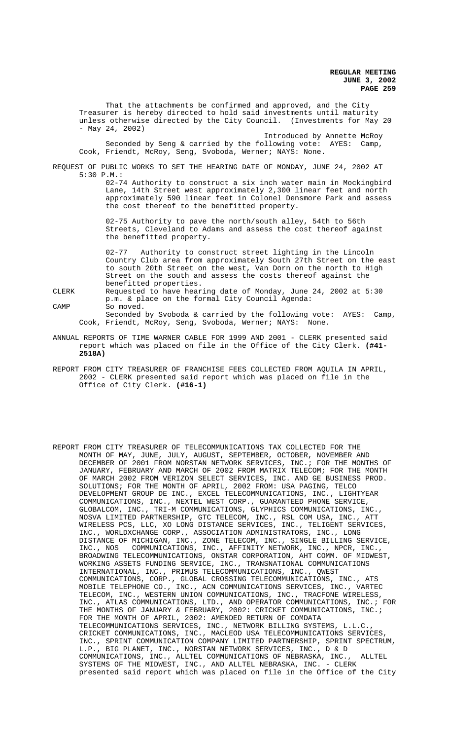That the attachments be confirmed and approved, and the City Treasurer is hereby directed to hold said investments until maturity unless otherwise directed by the City Council. (Investments for May 20 - May 24, 2002)

Introduced by Annette McRoy

Seconded by Seng & carried by the following vote: AYES: Camp, Cook, Friendt, McRoy, Seng, Svoboda, Werner; NAYS: None.

REQUEST OF PUBLIC WORKS TO SET THE HEARING DATE OF MONDAY, JUNE 24, 2002 AT 5:30 P.M.:

02-74 Authority to construct a six inch water main in Mockingbird Lane, 14th Street west approximately 2,300 linear feet and north approximately 590 linear feet in Colonel Densmore Park and assess the cost thereof to the benefitted property.

02-75 Authority to pave the north/south alley, 54th to 56th Streets, Cleveland to Adams and assess the cost thereof against the benefitted property.

02-77 Authority to construct street lighting in the Lincoln Country Club area from approximately South 27th Street on the east to south 20th Street on the west, Van Dorn on the north to High Street on the south and assess the costs thereof against the benefitted properties.

CLERK Requested to have hearing date of Monday, June 24, 2002 at 5:30 p.m. & place on the formal City Council Agenda:

CAMP So moved.

Seconded by Svoboda & carried by the following vote: AYES: Camp, Cook, Friendt, McRoy, Seng, Svoboda, Werner; NAYS: None.

ANNUAL REPORTS OF TIME WARNER CABLE FOR 1999 AND 2001 - CLERK presented said report which was placed on file in the Office of the City Clerk. **(#41-2518A)**

REPORT FROM CITY TREASURER OF FRANCHISE FEES COLLECTED FROM AQUILA IN APRIL, 2002 - CLERK presented said report which was placed on file in the Office of City Clerk. **(#16-1)**

REPORT FROM CITY TREASURER OF TELECOMMUNICATIONS TAX COLLECTED FOR THE MONTH OF MAY, JUNE, JULY, AUGUST, SEPTEMBER, OCTOBER, NOVEMBER AND DECEMBER OF 2001 FROM NORSTAN NETWORK SERVICES, INC.; FOR THE MONTHS OF JANUARY, FEBRUARY AND MARCH OF 2002 FROM MATRIX TELECOM; FOR THE MONTH OF MARCH 2002 FROM VERIZON SELECT SERVICES, INC. AND GE BUSINESS PROD. SOLUTIONS; FOR THE MONTH OF APRIL, 2002 FROM: USA PAGING, TELCO DEVELOPMENT GROUP DE INC., EXCEL TELECOMMUNICATIONS, INC., LIGHTYEAR COMMUNICATIONS, INC., NEXTEL WEST CORP., GUARANTEED PHONE SERVICE, GLOBALCOM, INC., TRI-M COMMUNICATIONS, GLYPHICS COMMUNICATIONS, INC., NOSVA LIMITED PARTNERSHIP, GTC TELECOM, INC., RSL COM USA, INC., ATT WIRELESS PCS, LLC, XO LONG DISTANCE SERVICES, INC., TELIGENT SERVICES, INC., WORLDXCHANGE CORP., ASSOCIATION ADMINISTRATORS, INC., LONG DISTANCE OF MICHIGAN, INC., ZONE TELECOM, INC., SINGLE BILLING SERVICE, INC., NOS COMMUNICATIONS, INC., AFFINITY NETWORK, INC., NPCR, INC., BROADWING TELECOMMUNICATIONS, ONSTAR CORPORATION, AHT COMM. OF MIDWEST, WORKING ASSETS FUNDING SERVICE, INC., TRANSNATIONAL COMMUNICATIONS INTERNATIONAL, INC., PRIMUS TELECOMMUNICATIONS, INC., QWEST COMMUNICATIONS, CORP., GLOBAL CROSSING TELECOMMUNICATIONS, INC., ATS MOBILE TELEPHONE CO., INC., ACN COMMUNICATIONS SERVICES, INC., VARTEC TELECOM, INC., WESTERN UNION COMMUNICATIONS, INC., TRACFONE WIRELESS, INC., ATLAS COMMUNICATIONS, LTD., AND OPERATOR COMMUNICATIONS, INC.; FOR THE MONTHS OF JANUARY & FEBRUARY, 2002: CRICKET COMMUNICATIONS, INC.; FOR THE MONTH OF APRIL, 2002: AMENDED RETURN OF COMDATA TELECOMMUNICATIONS SERVICES, INC., NETWORK BILLING SYSTEMS, L.L.C., CRICKET COMMUNICATIONS, INC., MACLEOD USA TELECOMMUNICATIONS SERVICES, INC., SPRINT COMMUNICATION COMPANY LIMITED PARTNERSHIP, SPRINT SPECTRUM, L.P., BIG PLANET, INC., NORSTAN NETWORK SERVICES, INC., D & D COMMUNICATIONS, INC., ALLTEL COMMUNICATIONS OF NEBRASKA, INC., ALLTEL SYSTEMS OF THE MIDWEST, INC., AND ALLTEL NEBRASKA, INC. - CLERK presented said report which was placed on file in the Office of the City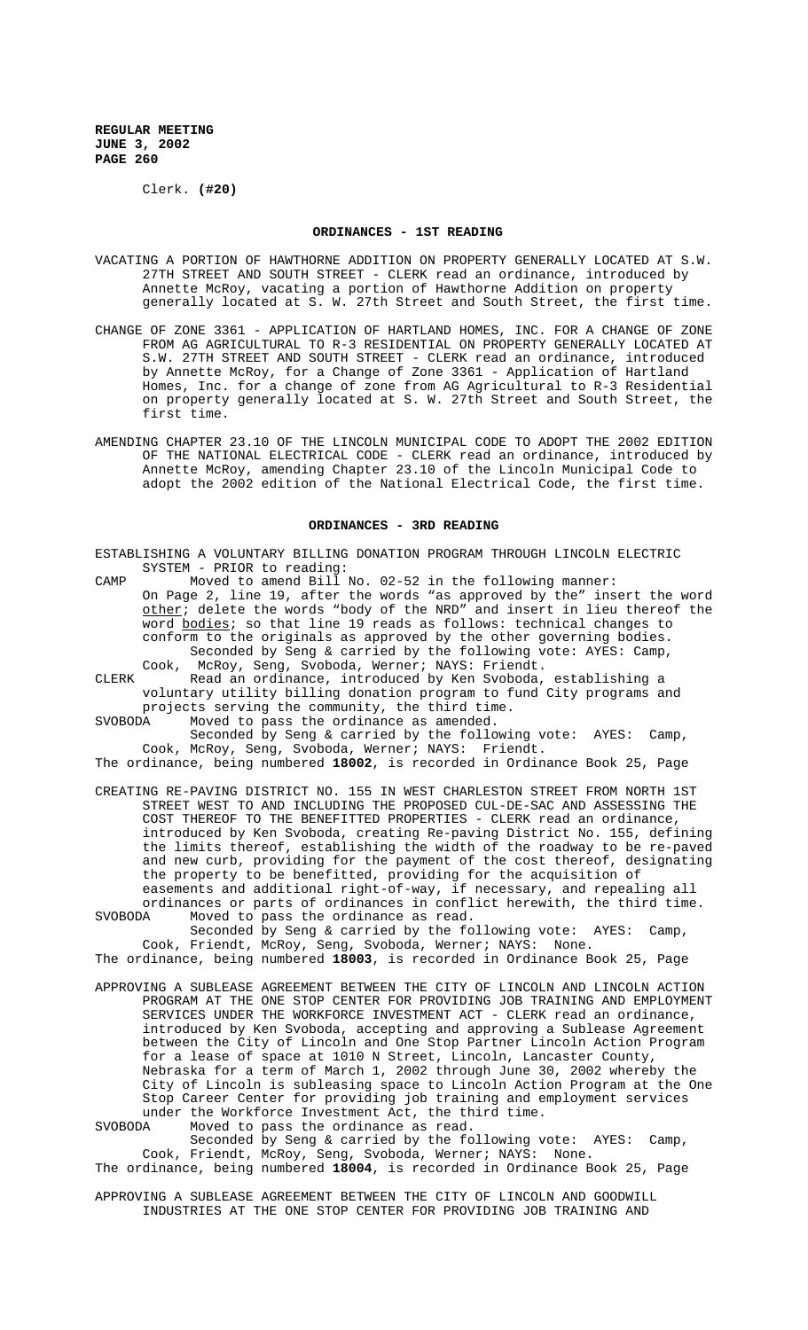Clerk. **(#20)**

## ORDINANCES - 1ST READING

VACATING A PORTION OF HAWTHORNE ADDITION ON PROPERTY GENERALLY LOCATED AT S.W. 27TH STREET AND SOUTH STREET - CLERK read an ordinance, introduced by Annette McRoy, vacating a portion of Hawthorne Addition on property generally located at S. W. 27th Street and South Street, the first time.

CHANGE OF ZONE 3361 - APPLICATION OF HARTLAND HOMES, INC. FOR A CHANGE OF ZONE FROM AG AGRICULTURAL TO R-3 RESIDENTIAL ON PROPERTY GENERALLY LOCATED AT S.W. 27TH STREET AND SOUTH STREET - CLERK read an ordinance, introduced by Annette McRoy, for a Change of Zone 3361 - Application of Hartland Homes, Inc. for a change of zone from AG Agricultural to R-3 Residential on property generally located at S. W. 27th Street and South Street, the first time.

AMENDING CHAPTER 23.10 OF THE LINCOLN MUNICIPAL CODE TO ADOPT THE 2002 EDITION OF THE NATIONAL ELECTRICAL CODE - CLERK read an ordinance, introduced by Annette McRoy, amending Chapter 23.10 of the Lincoln Municipal Code to adopt the 2002 edition of the National Electrical Code, the first time.

## ORDINANCES - 3RD READING

ESTABLISHING A VOLUNTARY BILLING DONATION PROGRAM THROUGH LINCOLN ELECTRIC SYSTEM - PRIOR to reading:

CAMP Moved to amend Bill No. 02-52 in the following manner: On Page 2, line 19, after the words "as approved by the" insert the word other; delete the words "body of the NRD" and insert in lieu thereof the word bodies; so that line 19 reads as follows: technical changes to conform to the originals as approved by the other governing bodies.
Seconded by Seng & carried by the following vote: AYES: Camp, Cook, McRoy, Seng, Svoboda, Werner; NAYS: Friendt.

CLERK Read an ordinance, introduced by Ken Svoboda, establishing a voluntary utility billing donation program to fund City programs and projects serving the community, the third time.

SVOBODA Moved to pass the ordinance as amended.
Seconded by Seng & carried by the following vote: AYES: Camp, Cook, McRoy, Seng, Svoboda, Werner; NAYS: Friendt.

The ordinance, being numbered **18002**, is recorded in Ordinance Book 25, Page

CREATING RE-PAVING DISTRICT NO. 155 IN WEST CHARLESTON STREET FROM NORTH 1ST STREET WEST TO AND INCLUDING THE PROPOSED CUL-DE-SAC AND ASSESSING THE COST THEREOF TO THE BENEFITTED PROPERTIES - CLERK read an ordinance, introduced by Ken Svoboda, creating Re-paving District No. 155, defining the limits thereof, establishing the width of the roadway to be re-paved and new curb, providing for the payment of the cost thereof, designating the property to be benefitted, providing for the acquisition of easements and additional right-of-way, if necessary, and repealing all ordinances or parts of ordinances in conflict herewith, the third time.

SVOBODA Moved to pass the ordinance as read.
Seconded by Seng & carried by the following vote: AYES: Camp, Cook, Friendt, McRoy, Seng, Svoboda, Werner; NAYS: None.

The ordinance, being numbered **18003**, is recorded in Ordinance Book 25, Page

APPROVING A SUBLEASE AGREEMENT BETWEEN THE CITY OF LINCOLN AND LINCOLN ACTION PROGRAM AT THE ONE STOP CENTER FOR PROVIDING JOB TRAINING AND EMPLOYMENT SERVICES UNDER THE WORKFORCE INVESTMENT ACT - CLERK read an ordinance, introduced by Ken Svoboda, accepting and approving a Sublease Agreement between the City of Lincoln and One Stop Partner Lincoln Action Program for a lease of space at 1010 N Street, Lincoln, Lancaster County, Nebraska for a term of March 1, 2002 through June 30, 2002 whereby the City of Lincoln is subleasing space to Lincoln Action Program at the One Stop Career Center for providing job training and employment services under the Workforce Investment Act, the third time.

SVOBODA Moved to pass the ordinance as read.
Seconded by Seng & carried by the following vote: AYES: Camp, Cook, Friendt, McRoy, Seng, Svoboda, Werner; NAYS: None.

The ordinance, being numbered **18004**, is recorded in Ordinance Book 25, Page

APPROVING A SUBLEASE AGREEMENT BETWEEN THE CITY OF LINCOLN AND GOODWILL INDUSTRIES AT THE ONE STOP CENTER FOR PROVIDING JOB TRAINING AND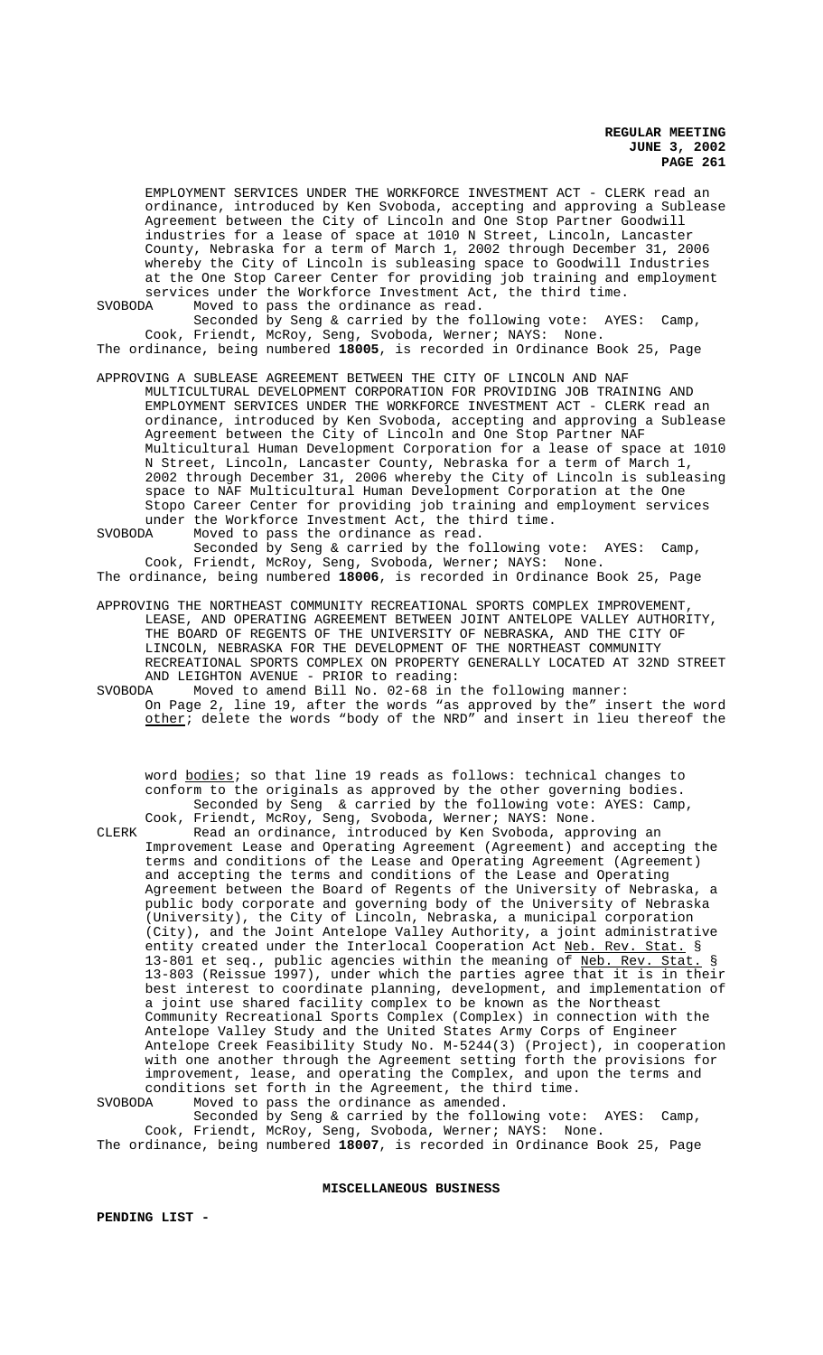EMPLOYMENT SERVICES UNDER THE WORKFORCE INVESTMENT ACT - CLERK read an ordinance, introduced by Ken Svoboda, accepting and approving a Sublease Agreement between the City of Lincoln and One Stop Partner Goodwill industries for a lease of space at 1010 N Street, Lincoln, Lancaster County, Nebraska for a term of March 1, 2002 through December 31, 2006 whereby the City of Lincoln is subleasing space to Goodwill Industries at the One Stop Career Center for providing job training and employment services under the Workforce Investment Act, the third time.

SVOBODA Moved to pass the ordinance as read.

Seconded by Seng & carried by the following vote: AYES: Camp, Cook, Friendt, McRoy, Seng, Svoboda, Werner; NAYS: None.

The ordinance, being numbered **18005**, is recorded in Ordinance Book 25, Page

APPROVING A SUBLEASE AGREEMENT BETWEEN THE CITY OF LINCOLN AND NAF MULTICULTURAL DEVELOPMENT CORPORATION FOR PROVIDING JOB TRAINING AND EMPLOYMENT SERVICES UNDER THE WORKFORCE INVESTMENT ACT - CLERK read an ordinance, introduced by Ken Svoboda, accepting and approving a Sublease Agreement between the City of Lincoln and One Stop Partner NAF Multicultural Human Development Corporation for a lease of space at 1010 N Street, Lincoln, Lancaster County, Nebraska for a term of March 1, 2002 through December 31, 2006 whereby the City of Lincoln is subleasing space to NAF Multicultural Human Development Corporation at the One Stopo Career Center for providing job training and employment services under the Workforce Investment Act, the third time.

SVOBODA Moved to pass the ordinance as read.

Seconded by Seng & carried by the following vote: AYES: Camp, Cook, Friendt, McRoy, Seng, Svoboda, Werner; NAYS: None.

The ordinance, being numbered **18006**, is recorded in Ordinance Book 25, Page

APPROVING THE NORTHEAST COMMUNITY RECREATIONAL SPORTS COMPLEX IMPROVEMENT, LEASE, AND OPERATING AGREEMENT BETWEEN JOINT ANTELOPE VALLEY AUTHORITY, THE BOARD OF REGENTS OF THE UNIVERSITY OF NEBRASKA, AND THE CITY OF LINCOLN, NEBRASKA FOR THE DEVELOPMENT OF THE NORTHEAST COMMUNITY RECREATIONAL SPORTS COMPLEX ON PROPERTY GENERALLY LOCATED AT 32ND STREET AND LEIGHTON AVENUE - PRIOR to reading:

SVOBODA Moved to amend Bill No. 02-68 in the following manner:

On Page 2, line 19, after the words "as approved by the" insert the word other; delete the words "body of the NRD" and insert in lieu thereof the word bodies; so that line 19 reads as follows: technical changes to conform to the originals as approved by the other governing bodies.

Seconded by Seng & carried by the following vote: AYES: Camp, Cook, Friendt, McRoy, Seng, Svoboda, Werner; NAYS: None.

CLERK Read an ordinance, introduced by Ken Svoboda, approving an Improvement Lease and Operating Agreement (Agreement) and accepting the terms and conditions of the Lease and Operating Agreement (Agreement) and accepting the terms and conditions of the Lease and Operating Agreement between the Board of Regents of the University of Nebraska, a public body corporate and governing body of the University of Nebraska (University), the City of Lincoln, Nebraska, a municipal corporation (City), and the Joint Antelope Valley Authority, a joint administrative entity created under the Interlocal Cooperation Act Neb. Rev. Stat. § 13-801 et seq., public agencies within the meaning of Neb. Rev. Stat. § 13-803 (Reissue 1997), under which the parties agree that it is in their best interest to coordinate planning, development, and implementation of a joint use shared facility complex to be known as the Northeast Community Recreational Sports Complex (Complex) in connection with the Antelope Valley Study and the United States Army Corps of Engineer Antelope Creek Feasibility Study No. M-5244(3) (Project), in cooperation with one another through the Agreement setting forth the provisions for improvement, lease, and operating the Complex, and upon the terms and conditions set forth in the Agreement, the third time.

SVOBODA Moved to pass the ordinance as amended.

Seconded by Seng & carried by the following vote: AYES: Camp, Cook, Friendt, McRoy, Seng, Svoboda, Werner; NAYS: None.

The ordinance, being numbered **18007**, is recorded in Ordinance Book 25, Page

**MISCELLANEOUS BUSINESS**

**PENDING LIST -**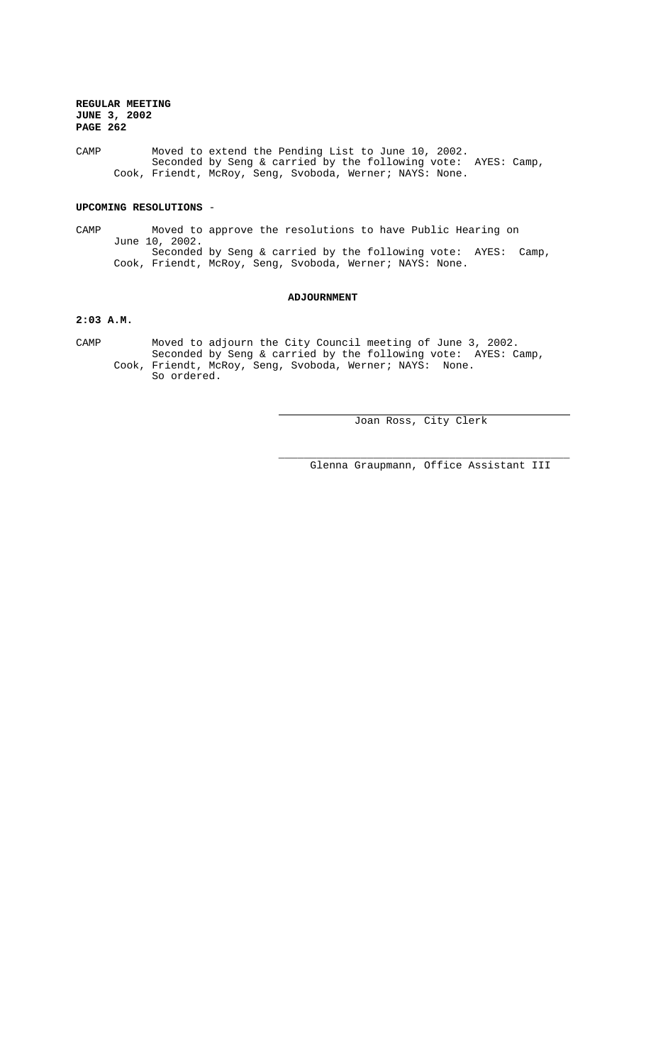CAMP Moved to extend the Pending List to June 10, 2002.
Seconded by Seng & carried by the following vote: AYES: Camp, Cook, Friendt, McRoy, Seng, Svoboda, Werner; NAYS: None.

**UPCOMING RESOLUTIONS** -

CAMP Moved to approve the resolutions to have Public Hearing on June 10, 2002.
Seconded by Seng & carried by the following vote: AYES: Camp, Cook, Friendt, McRoy, Seng, Svoboda, Werner; NAYS: None.

**ADJOURNMENT**

**2:03 A.M.**

CAMP Moved to adjourn the City Council meeting of June 3, 2002.
Seconded by Seng & carried by the following vote: AYES: Camp, Cook, Friendt, McRoy, Seng, Svoboda, Werner; NAYS: None.
So ordered.

Joan Ross, City Clerk

Glenna Graupmann, Office Assistant III